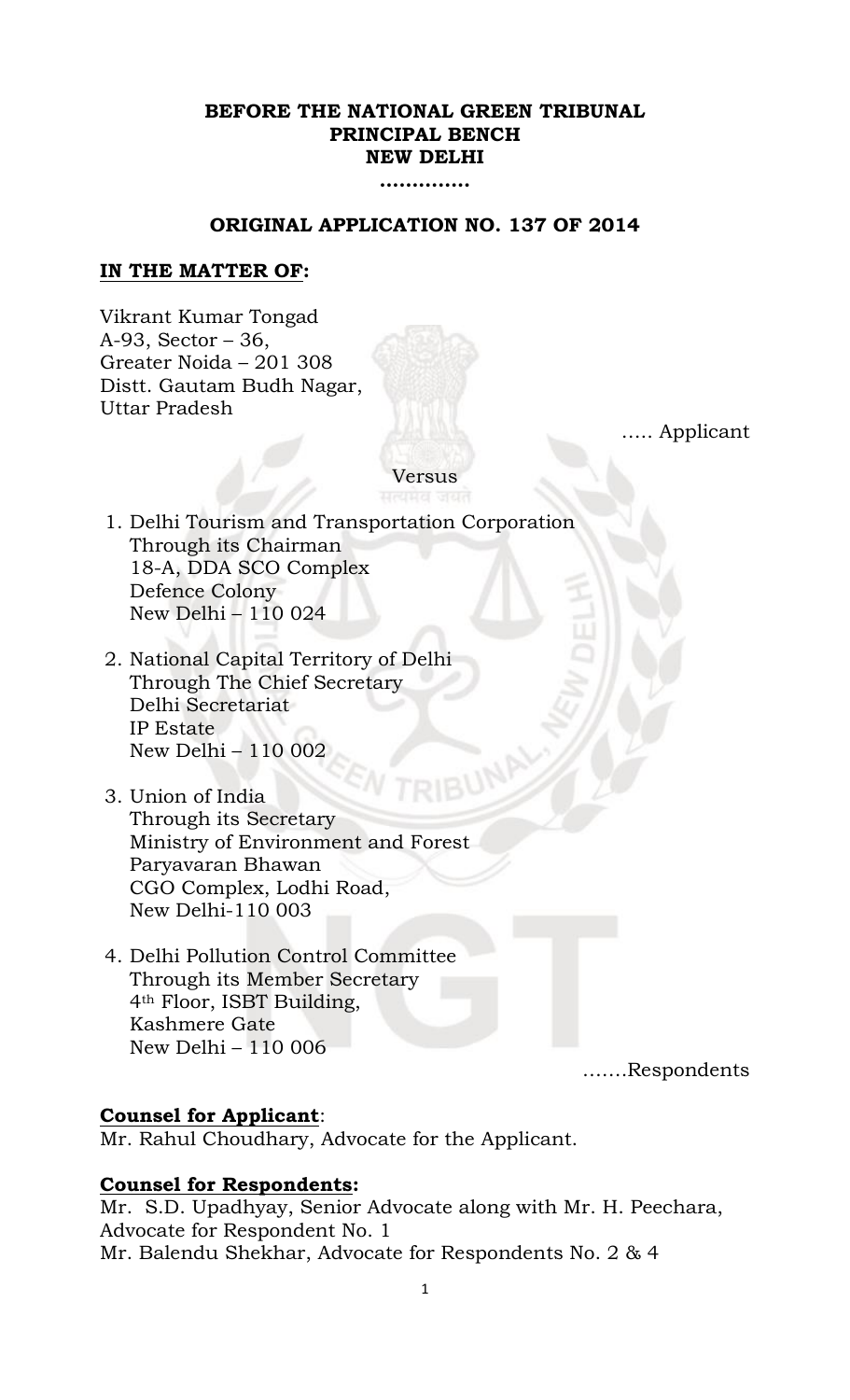**BEFORE THE NATIONAL GREEN TRIBUNAL**
**PRINCIPAL BENCH**
**NEW DELHI**
**..............**

**ORIGINAL APPLICATION NO. 137 OF 2014**

**IN THE MATTER OF:**

Vikrant Kumar Tongad
A-93, Sector – 36,
Greater Noida – 201 308
Distt. Gautam Budh Nagar,
Uttar Pradesh

..... Applicant

Versus

1. Delhi Tourism and Transportation Corporation
   Through its Chairman
   18-A, DDA SCO Complex
   Defence Colony
   New Delhi – 110 024

2. National Capital Territory of Delhi
   Through The Chief Secretary
   Delhi Secretariat
   IP Estate
   New Delhi – 110 002

3. Union of India
   Through its Secretary
   Ministry of Environment and Forest
   Paryavaran Bhawan
   CGO Complex, Lodhi Road,
   New Delhi-110 003

4. Delhi Pollution Control Committee
   Through its Member Secretary
   4th Floor, ISBT Building,
   Kashmere Gate
   New Delhi – 110 006

.......Respondents

**Counsel for Applicant**:
Mr. Rahul Choudhary, Advocate for the Applicant.

**Counsel for Respondents:**
Mr. S.D. Upadhyay, Senior Advocate along with Mr. H. Peechara, Advocate for Respondent No. 1
Mr. Balendu Shekhar, Advocate for Respondents No. 2 & 4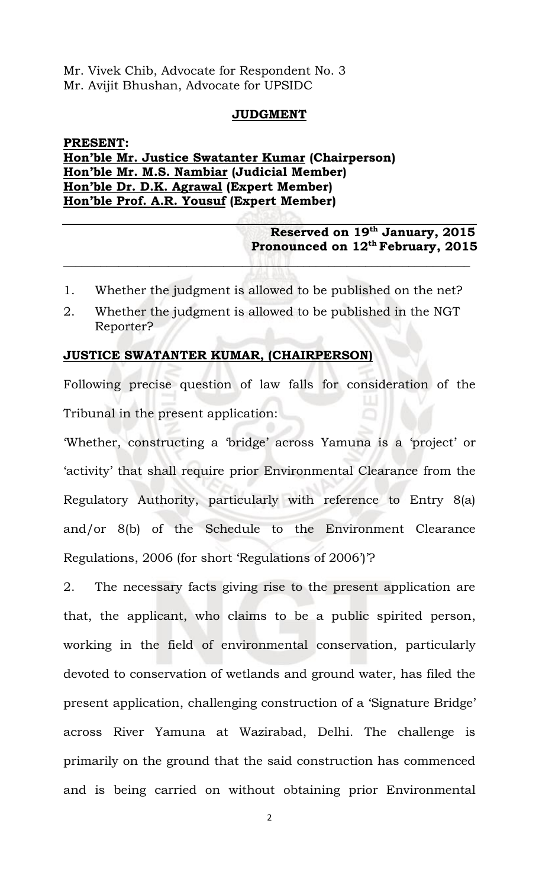Mr. Vivek Chib, Advocate for Respondent No. 3
Mr. Avijit Bhushan, Advocate for UPSIDC

## JUDGMENT

**PRESENT:**
**Hon'ble Mr. Justice Swatanter Kumar (Chairperson)**
**Hon'ble Mr. M.S. Nambiar (Judicial Member)**
**Hon'ble Dr. D.K. Agrawal (Expert Member)**
**Hon'ble Prof. A.R. Yousuf (Expert Member)**

**Reserved on 19th January, 2015**
**Pronounced on 12th February, 2015**

1. Whether the judgment is allowed to be published on the net?
2. Whether the judgment is allowed to be published in the NGT Reporter?

**JUSTICE SWATANTER KUMAR, (CHAIRPERSON)**

Following precise question of law falls for consideration of the Tribunal in the present application:

'Whether, constructing a 'bridge' across Yamuna is a 'project' or 'activity' that shall require prior Environmental Clearance from the Regulatory Authority, particularly with reference to Entry 8(a) and/or 8(b) of the Schedule to the Environment Clearance Regulations, 2006 (for short 'Regulations of 2006')'?

2. The necessary facts giving rise to the present application are that, the applicant, who claims to be a public spirited person, working in the field of environmental conservation, particularly devoted to conservation of wetlands and ground water, has filed the present application, challenging construction of a 'Signature Bridge' across River Yamuna at Wazirabad, Delhi. The challenge is primarily on the ground that the said construction has commenced and is being carried on without obtaining prior Environmental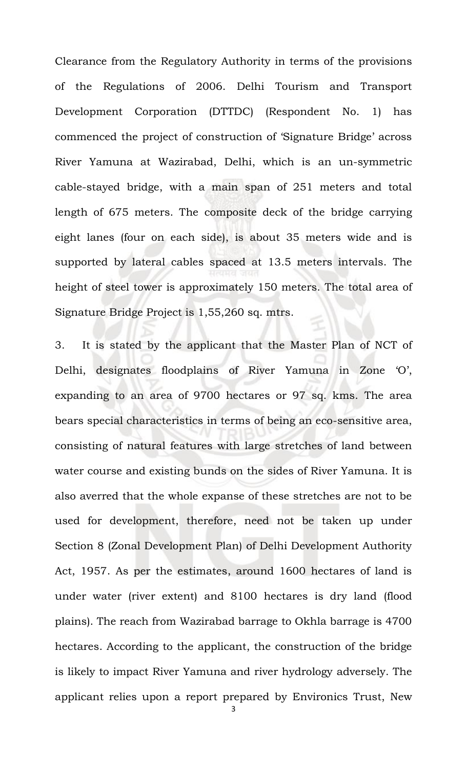Clearance from the Regulatory Authority in terms of the provisions of the Regulations of 2006. Delhi Tourism and Transport Development Corporation (DTTDC) (Respondent No. 1) has commenced the project of construction of 'Signature Bridge' across River Yamuna at Wazirabad, Delhi, which is an un-symmetric cable-stayed bridge, with a main span of 251 meters and total length of 675 meters. The composite deck of the bridge carrying eight lanes (four on each side), is about 35 meters wide and is supported by lateral cables spaced at 13.5 meters intervals. The height of steel tower is approximately 150 meters. The total area of Signature Bridge Project is 1,55,260 sq. mtrs.

3. It is stated by the applicant that the Master Plan of NCT of Delhi, designates floodplains of River Yamuna in Zone 'O', expanding to an area of 9700 hectares or 97 sq. kms. The area bears special characteristics in terms of being an eco-sensitive area, consisting of natural features with large stretches of land between water course and existing bunds on the sides of River Yamuna. It is also averred that the whole expanse of these stretches are not to be used for development, therefore, need not be taken up under Section 8 (Zonal Development Plan) of Delhi Development Authority Act, 1957. As per the estimates, around 1600 hectares of land is under water (river extent) and 8100 hectares is dry land (flood plains). The reach from Wazirabad barrage to Okhla barrage is 4700 hectares. According to the applicant, the construction of the bridge is likely to impact River Yamuna and river hydrology adversely. The applicant relies upon a report prepared by Environics Trust, New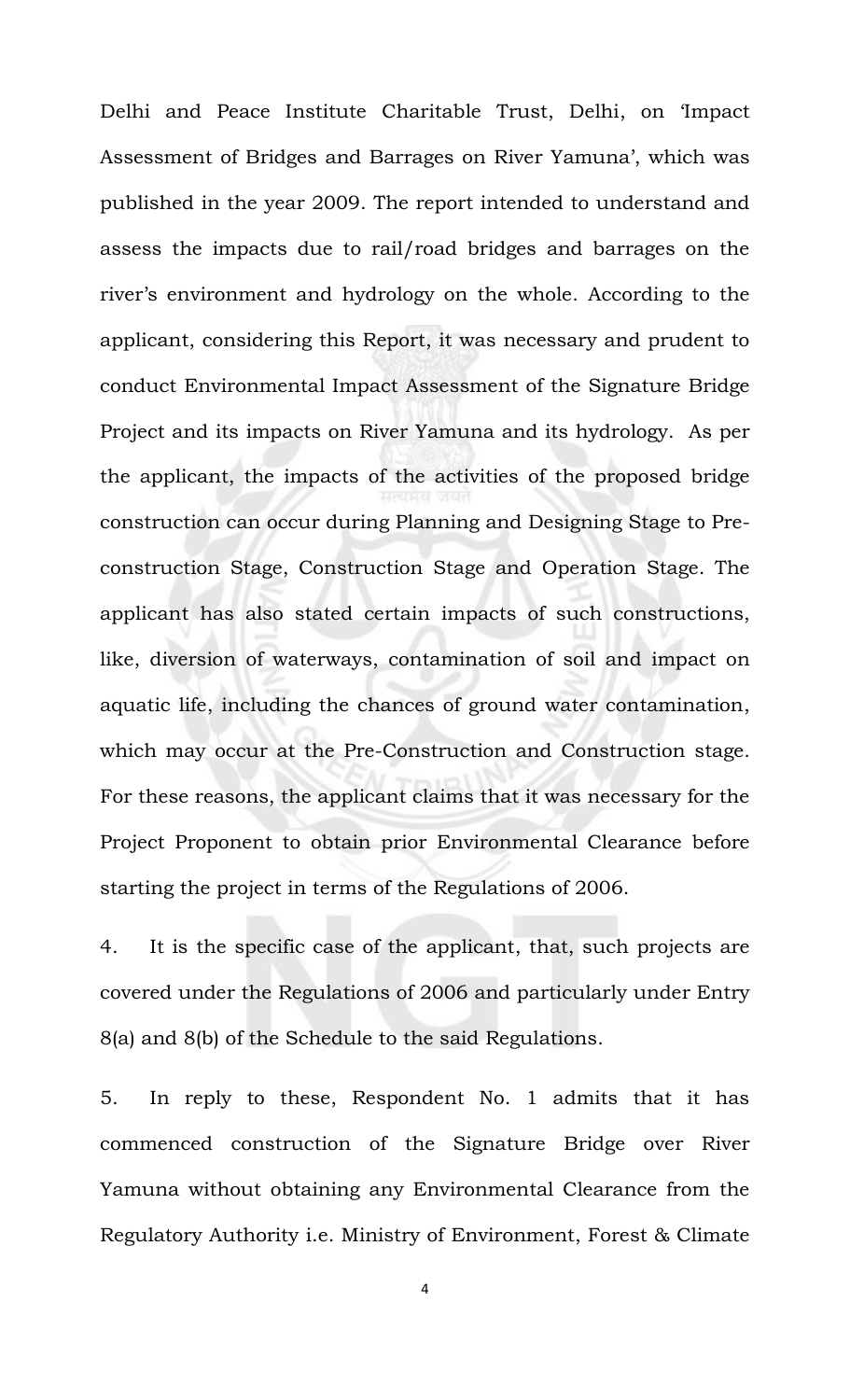Delhi and Peace Institute Charitable Trust, Delhi, on 'Impact Assessment of Bridges and Barrages on River Yamuna', which was published in the year 2009. The report intended to understand and assess the impacts due to rail/road bridges and barrages on the river's environment and hydrology on the whole. According to the applicant, considering this Report, it was necessary and prudent to conduct Environmental Impact Assessment of the Signature Bridge Project and its impacts on River Yamuna and its hydrology. As per the applicant, the impacts of the activities of the proposed bridge construction can occur during Planning and Designing Stage to Pre-construction Stage, Construction Stage and Operation Stage. The applicant has also stated certain impacts of such constructions, like, diversion of waterways, contamination of soil and impact on aquatic life, including the chances of ground water contamination, which may occur at the Pre-Construction and Construction stage. For these reasons, the applicant claims that it was necessary for the Project Proponent to obtain prior Environmental Clearance before starting the project in terms of the Regulations of 2006.

4. It is the specific case of the applicant, that, such projects are covered under the Regulations of 2006 and particularly under Entry 8(a) and 8(b) of the Schedule to the said Regulations.

5. In reply to these, Respondent No. 1 admits that it has commenced construction of the Signature Bridge over River Yamuna without obtaining any Environmental Clearance from the Regulatory Authority i.e. Ministry of Environment, Forest & Climate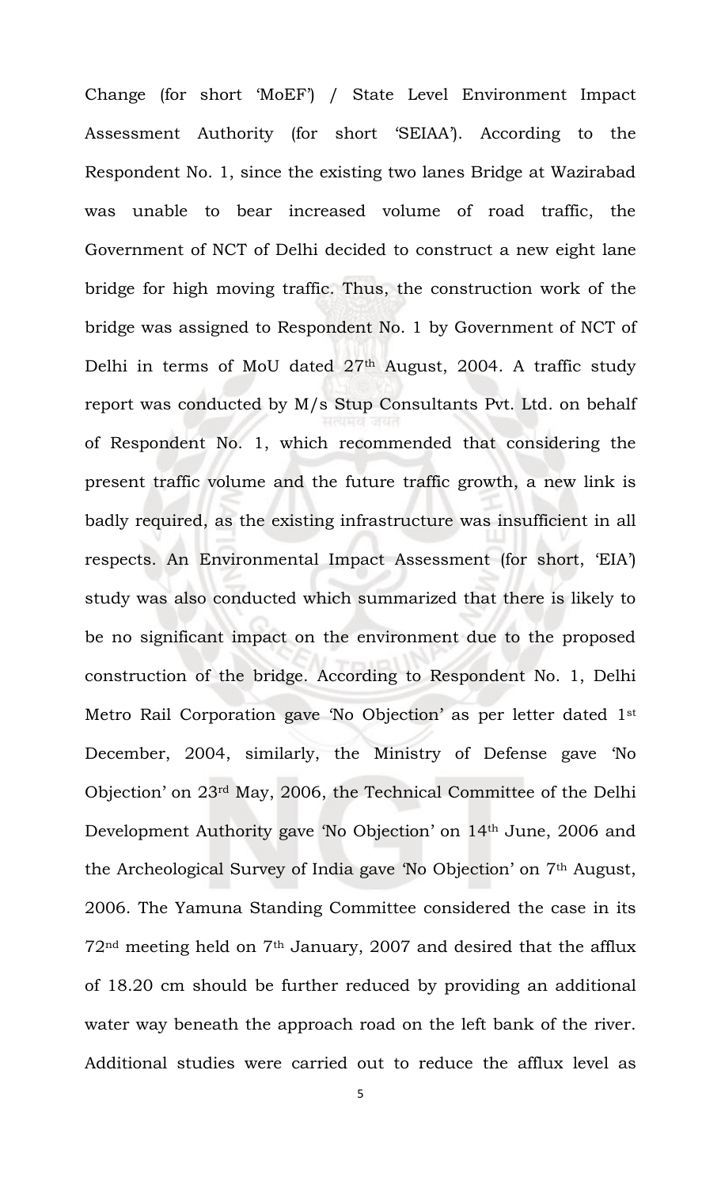Change (for short 'MoEF') / State Level Environment Impact Assessment Authority (for short 'SEIAA'). According to the Respondent No. 1, since the existing two lanes Bridge at Wazirabad was unable to bear increased volume of road traffic, the Government of NCT of Delhi decided to construct a new eight lane bridge for high moving traffic. Thus, the construction work of the bridge was assigned to Respondent No. 1 by Government of NCT of Delhi in terms of MoU dated 27th August, 2004. A traffic study report was conducted by M/s Stup Consultants Pvt. Ltd. on behalf of Respondent No. 1, which recommended that considering the present traffic volume and the future traffic growth, a new link is badly required, as the existing infrastructure was insufficient in all respects. An Environmental Impact Assessment (for short, 'EIA') study was also conducted which summarized that there is likely to be no significant impact on the environment due to the proposed construction of the bridge. According to Respondent No. 1, Delhi Metro Rail Corporation gave 'No Objection' as per letter dated 1st December, 2004, similarly, the Ministry of Defense gave 'No Objection' on 23rd May, 2006, the Technical Committee of the Delhi Development Authority gave 'No Objection' on 14th June, 2006 and the Archeological Survey of India gave 'No Objection' on 7th August, 2006. The Yamuna Standing Committee considered the case in its 72nd meeting held on 7th January, 2007 and desired that the afflux of 18.20 cm should be further reduced by providing an additional water way beneath the approach road on the left bank of the river. Additional studies were carried out to reduce the afflux level as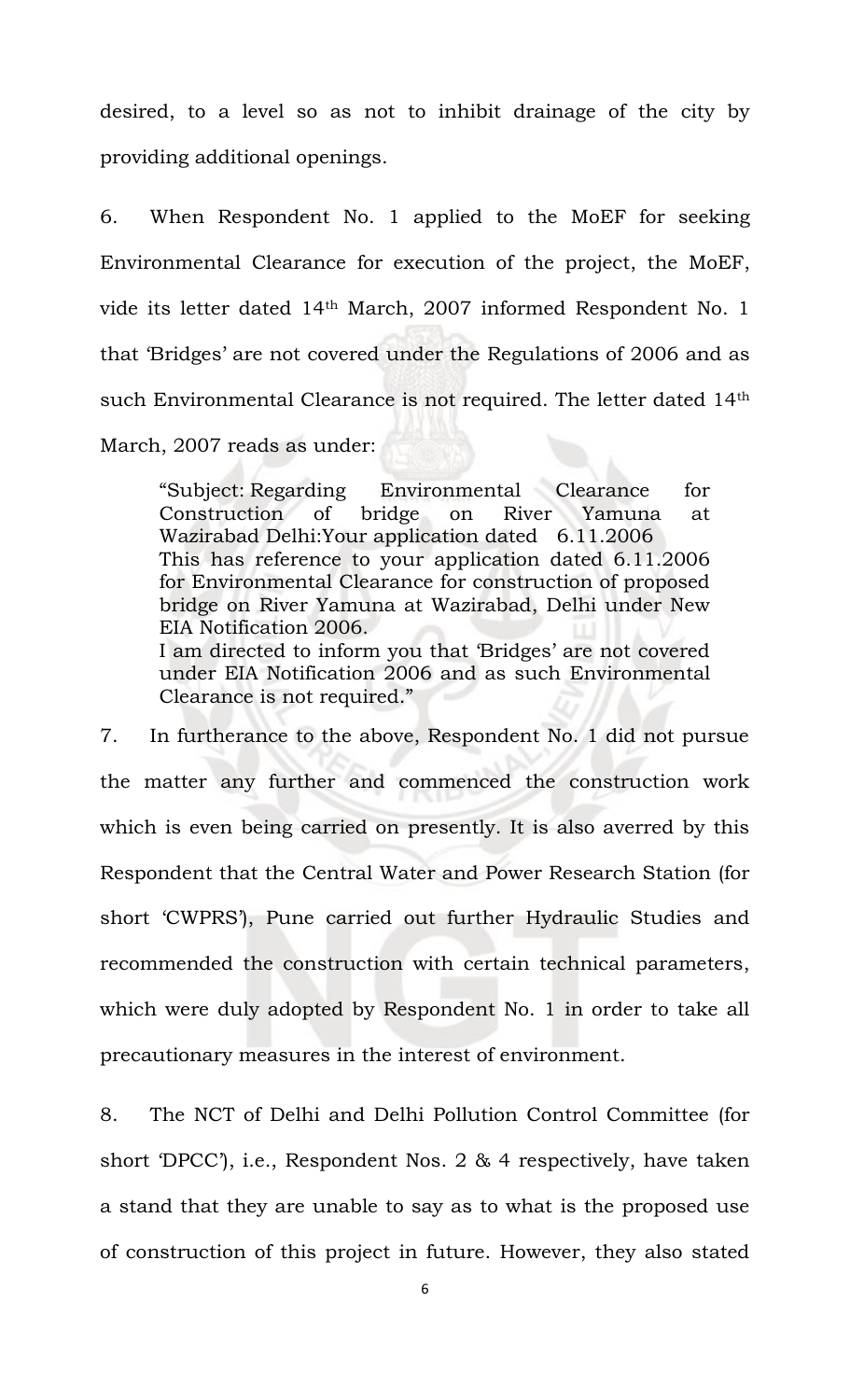desired, to a level so as not to inhibit drainage of the city by providing additional openings.

6. When Respondent No. 1 applied to the MoEF for seeking Environmental Clearance for execution of the project, the MoEF, vide its letter dated 14th March, 2007 informed Respondent No. 1 that 'Bridges' are not covered under the Regulations of 2006 and as such Environmental Clearance is not required. The letter dated 14th March, 2007 reads as under:

> "Subject: Regarding Environmental Clearance for Construction of bridge on River Yamuna at Wazirabad Delhi:Your application dated 6.11.2006
> This has reference to your application dated 6.11.2006 for Environmental Clearance for construction of proposed bridge on River Yamuna at Wazirabad, Delhi under New EIA Notification 2006.
> I am directed to inform you that 'Bridges' are not covered under EIA Notification 2006 and as such Environmental Clearance is not required."

7. In furtherance to the above, Respondent No. 1 did not pursue the matter any further and commenced the construction work which is even being carried on presently. It is also averred by this Respondent that the Central Water and Power Research Station (for short 'CWPRS'), Pune carried out further Hydraulic Studies and recommended the construction with certain technical parameters, which were duly adopted by Respondent No. 1 in order to take all precautionary measures in the interest of environment.

8. The NCT of Delhi and Delhi Pollution Control Committee (for short 'DPCC'), i.e., Respondent Nos. 2 & 4 respectively, have taken a stand that they are unable to say as to what is the proposed use of construction of this project in future. However, they also stated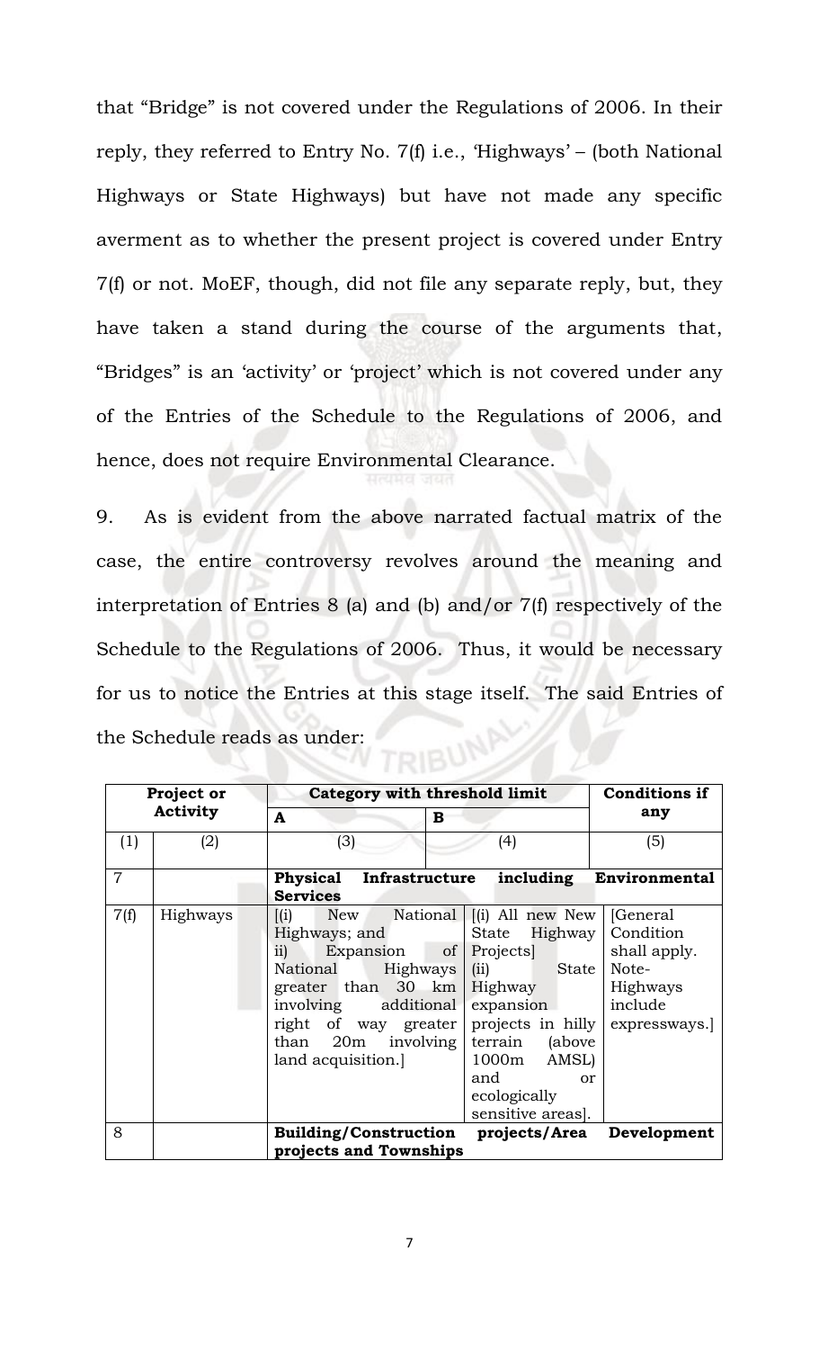that "Bridge" is not covered under the Regulations of 2006. In their reply, they referred to Entry No. 7(f) i.e., 'Highways' – (both National Highways or State Highways) but have not made any specific averment as to whether the present project is covered under Entry 7(f) or not. MoEF, though, did not file any separate reply, but, they have taken a stand during the course of the arguments that, "Bridges" is an 'activity' or 'project' which is not covered under any of the Entries of the Schedule to the Regulations of 2006, and hence, does not require Environmental Clearance.

9. As is evident from the above narrated factual matrix of the case, the entire controversy revolves around the meaning and interpretation of Entries 8 (a) and (b) and/or 7(f) respectively of the Schedule to the Regulations of 2006. Thus, it would be necessary for us to notice the Entries at this stage itself. The said Entries of the Schedule reads as under:

| **Project or Activity** | | **Category with threshold limit** | | **Conditions if any** |
|---|---|---|---|---|
| | | **A** | **B** | |
| (1) | (2) | (3) | (4) | (5) |
| 7 | | **Physical Infrastructure including Environmental Services** | | |
| 7(f) | Highways | [(i) New National Highways; and ii) Expansion of National Highways greater than 30 km involving additional right of way greater than 20m involving land acquisition.] | [(i) All new New State Highway Projects] (ii) State Highway expansion projects in hilly terrain (above 1000m AMSL) and or ecologically sensitive areas]. | [General Condition shall apply. Note- Highways include expressways.] |
| 8 | | **Building/Construction projects/Area Development projects and Townships** | | |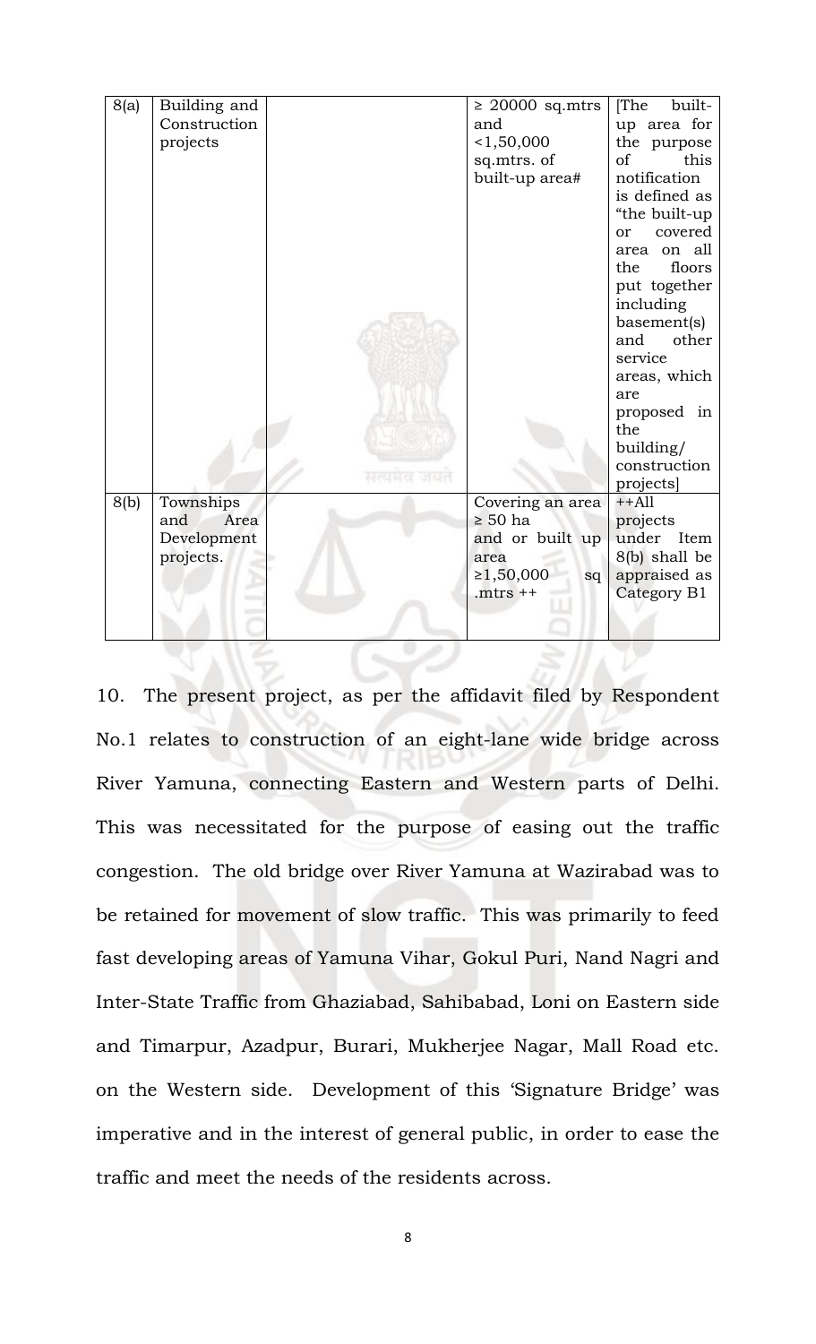| | | | | |
|---|---|---|---|---|
| 8(a) | Building and Construction projects | | ≥ 20000 sq.mtrs and <1,50,000 sq.mtrs. of built-up area# | [The built-up area for the purpose of this notification is defined as "the built-up or covered area on all the floors put together including basement(s) and other service areas, which are proposed in the building/ construction projects] |
| 8(b) | Townships and Area Development projects. | | Covering an area ≥ 50 ha and or built up area ≥1,50,000 sq .mtrs ++ | ++All projects under Item 8(b) shall be appraised as Category B1 |

10. The present project, as per the affidavit filed by Respondent No.1 relates to construction of an eight-lane wide bridge across River Yamuna, connecting Eastern and Western parts of Delhi. This was necessitated for the purpose of easing out the traffic congestion. The old bridge over River Yamuna at Wazirabad was to be retained for movement of slow traffic. This was primarily to feed fast developing areas of Yamuna Vihar, Gokul Puri, Nand Nagri and Inter-State Traffic from Ghaziabad, Sahibabad, Loni on Eastern side and Timarpur, Azadpur, Burari, Mukherjee Nagar, Mall Road etc. on the Western side. Development of this 'Signature Bridge' was imperative and in the interest of general public, in order to ease the traffic and meet the needs of the residents across.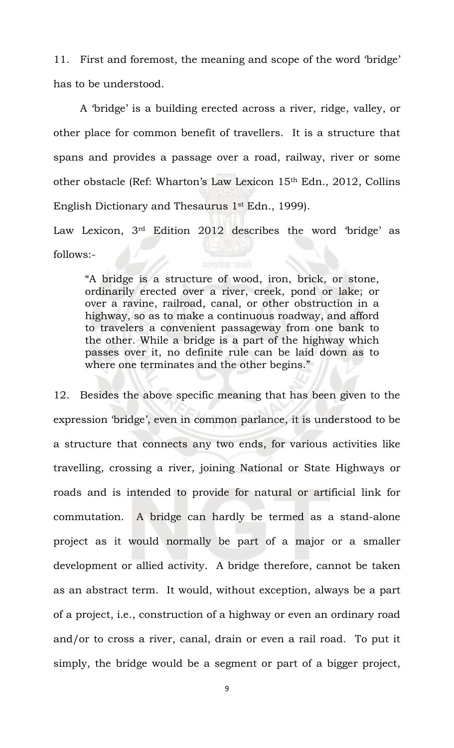11. First and foremost, the meaning and scope of the word 'bridge' has to be understood.

A 'bridge' is a building erected across a river, ridge, valley, or other place for common benefit of travellers. It is a structure that spans and provides a passage over a road, railway, river or some other obstacle (Ref: Wharton's Law Lexicon 15th Edn., 2012, Collins English Dictionary and Thesaurus 1st Edn., 1999).

Law Lexicon, 3rd Edition 2012 describes the word 'bridge' as follows:-

> "A bridge is a structure of wood, iron, brick, or stone, ordinarily erected over a river, creek, pond or lake; or over a ravine, railroad, canal, or other obstruction in a highway, so as to make a continuous roadway, and afford to travelers a convenient passageway from one bank to the other. While a bridge is a part of the highway which passes over it, no definite rule can be laid down as to where one terminates and the other begins."

12. Besides the above specific meaning that has been given to the expression 'bridge', even in common parlance, it is understood to be a structure that connects any two ends, for various activities like travelling, crossing a river, joining National or State Highways or roads and is intended to provide for natural or artificial link for commutation. A bridge can hardly be termed as a stand-alone project as it would normally be part of a major or a smaller development or allied activity. A bridge therefore, cannot be taken as an abstract term. It would, without exception, always be a part of a project, i.e., construction of a highway or even an ordinary road and/or to cross a river, canal, drain or even a rail road. To put it simply, the bridge would be a segment or part of a bigger project,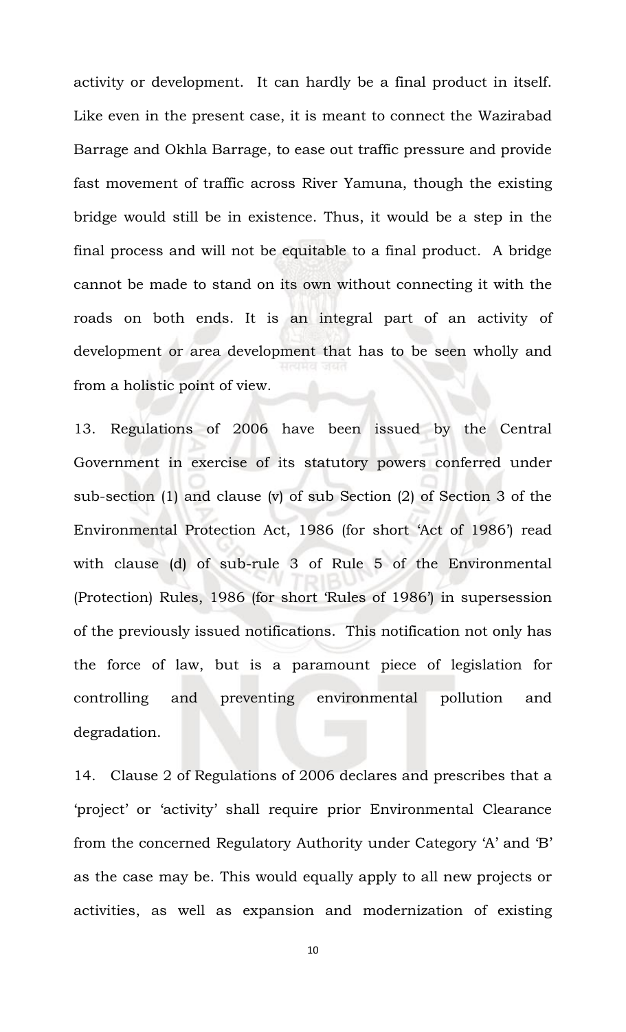activity or development. It can hardly be a final product in itself. Like even in the present case, it is meant to connect the Wazirabad Barrage and Okhla Barrage, to ease out traffic pressure and provide fast movement of traffic across River Yamuna, though the existing bridge would still be in existence. Thus, it would be a step in the final process and will not be equitable to a final product. A bridge cannot be made to stand on its own without connecting it with the roads on both ends. It is an integral part of an activity of development or area development that has to be seen wholly and from a holistic point of view.

13. Regulations of 2006 have been issued by the Central Government in exercise of its statutory powers conferred under sub-section (1) and clause (v) of sub Section (2) of Section 3 of the Environmental Protection Act, 1986 (for short 'Act of 1986') read with clause (d) of sub-rule 3 of Rule 5 of the Environmental (Protection) Rules, 1986 (for short 'Rules of 1986') in supersession of the previously issued notifications. This notification not only has the force of law, but is a paramount piece of legislation for controlling and preventing environmental pollution and degradation.

14. Clause 2 of Regulations of 2006 declares and prescribes that a 'project' or 'activity' shall require prior Environmental Clearance from the concerned Regulatory Authority under Category 'A' and 'B' as the case may be. This would equally apply to all new projects or activities, as well as expansion and modernization of existing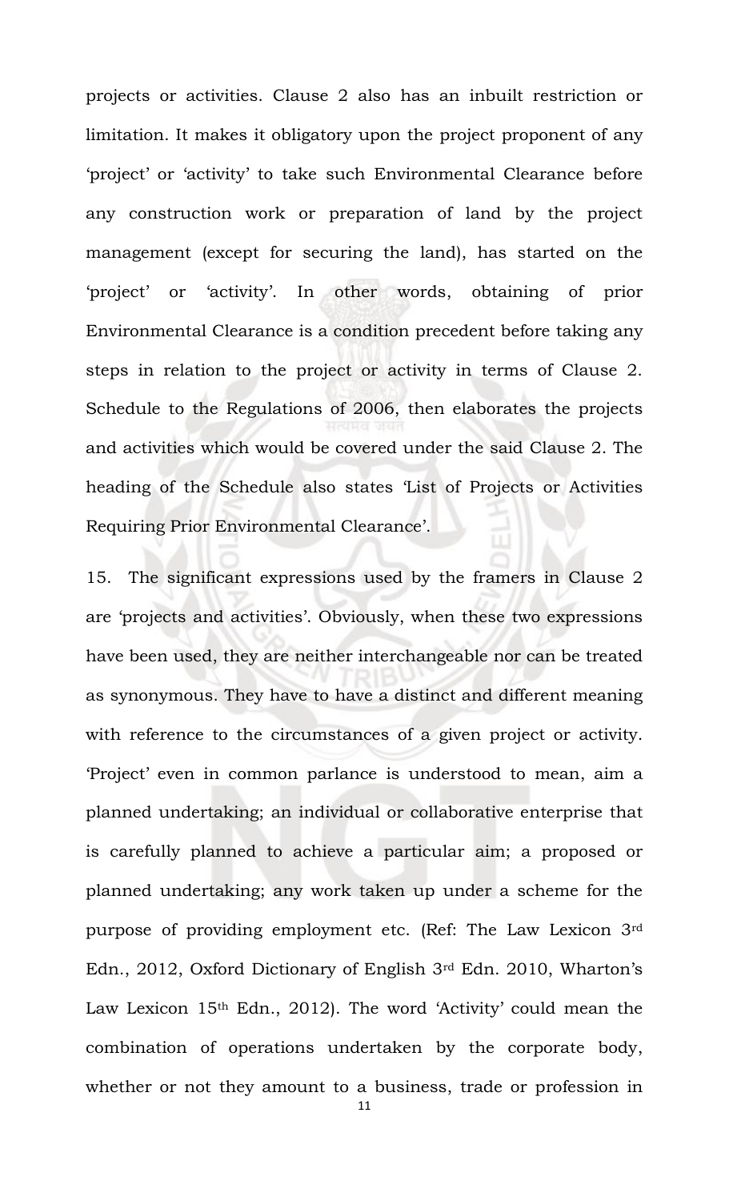projects or activities. Clause 2 also has an inbuilt restriction or limitation. It makes it obligatory upon the project proponent of any 'project' or 'activity' to take such Environmental Clearance before any construction work or preparation of land by the project management (except for securing the land), has started on the 'project' or 'activity'. In other words, obtaining of prior Environmental Clearance is a condition precedent before taking any steps in relation to the project or activity in terms of Clause 2. Schedule to the Regulations of 2006, then elaborates the projects and activities which would be covered under the said Clause 2. The heading of the Schedule also states 'List of Projects or Activities Requiring Prior Environmental Clearance'.

15. The significant expressions used by the framers in Clause 2 are 'projects and activities'. Obviously, when these two expressions have been used, they are neither interchangeable nor can be treated as synonymous. They have to have a distinct and different meaning with reference to the circumstances of a given project or activity. 'Project' even in common parlance is understood to mean, aim a planned undertaking; an individual or collaborative enterprise that is carefully planned to achieve a particular aim; a proposed or planned undertaking; any work taken up under a scheme for the purpose of providing employment etc. (Ref: The Law Lexicon 3rd Edn., 2012, Oxford Dictionary of English 3rd Edn. 2010, Wharton's Law Lexicon 15th Edn., 2012). The word 'Activity' could mean the combination of operations undertaken by the corporate body, whether or not they amount to a business, trade or profession in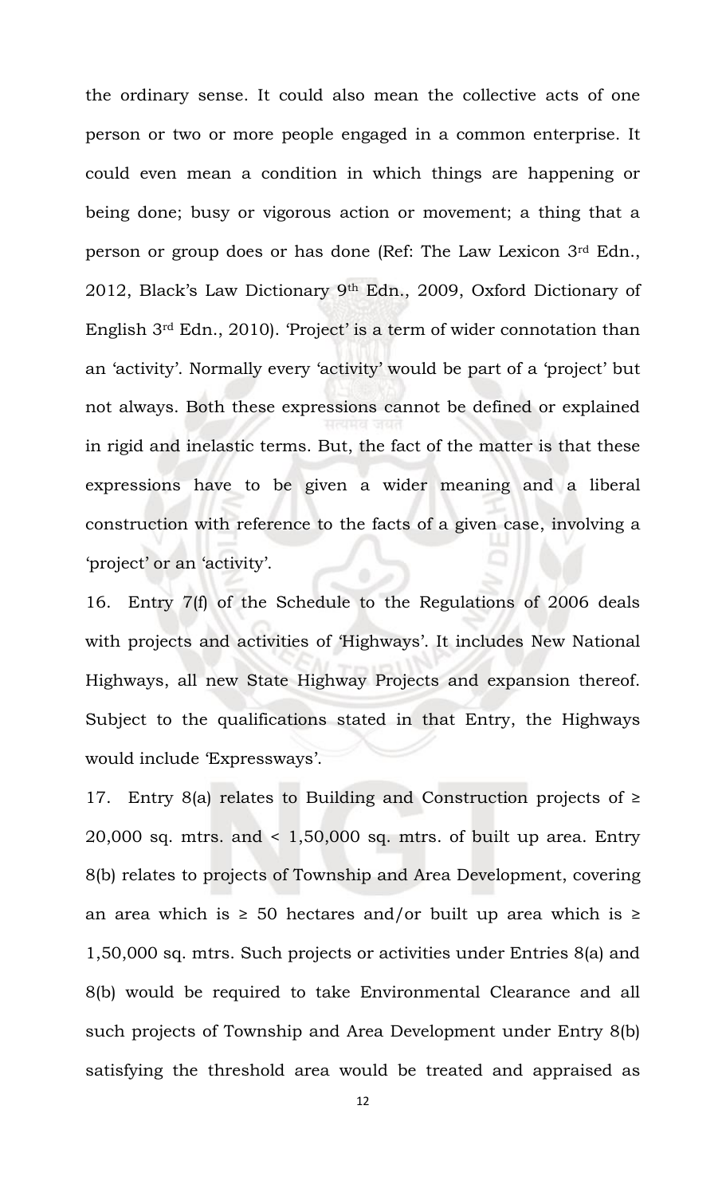the ordinary sense. It could also mean the collective acts of one person or two or more people engaged in a common enterprise. It could even mean a condition in which things are happening or being done; busy or vigorous action or movement; a thing that a person or group does or has done (Ref: The Law Lexicon 3rd Edn., 2012, Black's Law Dictionary 9th Edn., 2009, Oxford Dictionary of English 3rd Edn., 2010). 'Project' is a term of wider connotation than an 'activity'. Normally every 'activity' would be part of a 'project' but not always. Both these expressions cannot be defined or explained in rigid and inelastic terms. But, the fact of the matter is that these expressions have to be given a wider meaning and a liberal construction with reference to the facts of a given case, involving a 'project' or an 'activity'.

16. Entry 7(f) of the Schedule to the Regulations of 2006 deals with projects and activities of 'Highways'. It includes New National Highways, all new State Highway Projects and expansion thereof. Subject to the qualifications stated in that Entry, the Highways would include 'Expressways'.

17. Entry 8(a) relates to Building and Construction projects of ≥ 20,000 sq. mtrs. and < 1,50,000 sq. mtrs. of built up area. Entry 8(b) relates to projects of Township and Area Development, covering an area which is ≥ 50 hectares and/or built up area which is ≥ 1,50,000 sq. mtrs. Such projects or activities under Entries 8(a) and 8(b) would be required to take Environmental Clearance and all such projects of Township and Area Development under Entry 8(b) satisfying the threshold area would be treated and appraised as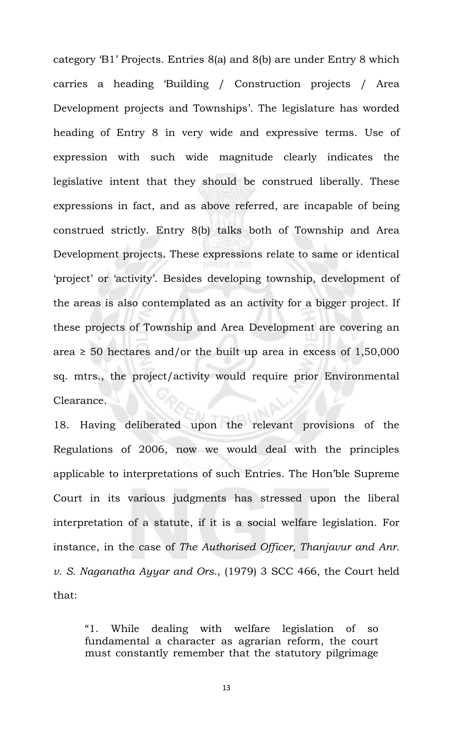category 'B1' Projects. Entries 8(a) and 8(b) are under Entry 8 which carries a heading 'Building / Construction projects / Area Development projects and Townships'. The legislature has worded heading of Entry 8 in very wide and expressive terms. Use of expression with such wide magnitude clearly indicates the legislative intent that they should be construed liberally. These expressions in fact, and as above referred, are incapable of being construed strictly. Entry 8(b) talks both of Township and Area Development projects. These expressions relate to same or identical 'project' or 'activity'. Besides developing township, development of the areas is also contemplated as an activity for a bigger project. If these projects of Township and Area Development are covering an area ≥ 50 hectares and/or the built up area in excess of 1,50,000 sq. mtrs., the project/activity would require prior Environmental Clearance.

18. Having deliberated upon the relevant provisions of the Regulations of 2006, now we would deal with the principles applicable to interpretations of such Entries. The Hon'ble Supreme Court in its various judgments has stressed upon the liberal interpretation of a statute, if it is a social welfare legislation. For instance, in the case of *The Authorised Officer, Thanjavur and Anr. v. S. Naganatha Ayyar and Ors.*, (1979) 3 SCC 466, the Court held that:

> "1. While dealing with welfare legislation of so fundamental a character as agrarian reform, the court must constantly remember that the statutory pilgrimage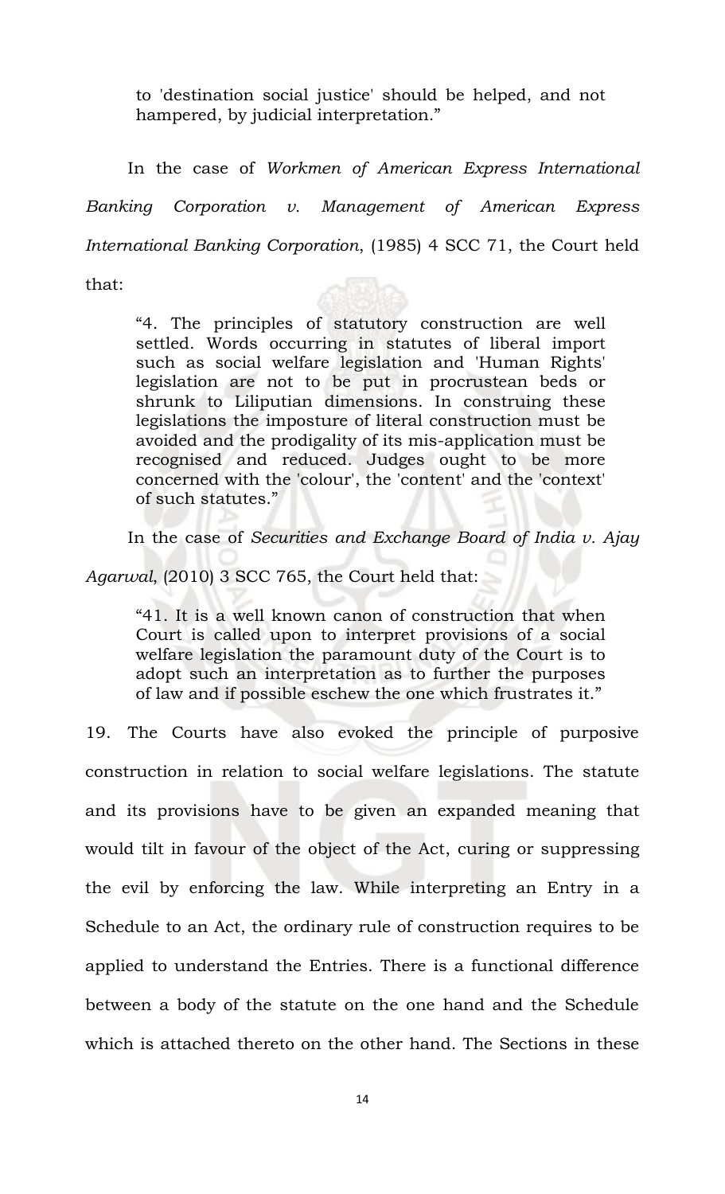> to 'destination social justice' should be helped, and not hampered, by judicial interpretation."

In the case of *Workmen of American Express International Banking Corporation v. Management of American Express International Banking Corporation*, (1985) 4 SCC 71, the Court held that:

> "4. The principles of statutory construction are well settled. Words occurring in statutes of liberal import such as social welfare legislation and 'Human Rights' legislation are not to be put in procrustean beds or shrunk to Liliputian dimensions. In construing these legislations the imposture of literal construction must be avoided and the prodigality of its mis-application must be recognised and reduced. Judges ought to be more concerned with the 'colour', the 'content' and the 'context' of such statutes."

In the case of *Securities and Exchange Board of India v. Ajay Agarwal*, (2010) 3 SCC 765, the Court held that:

> "41. It is a well known canon of construction that when Court is called upon to interpret provisions of a social welfare legislation the paramount duty of the Court is to adopt such an interpretation as to further the purposes of law and if possible eschew the one which frustrates it."

19. The Courts have also evoked the principle of purposive construction in relation to social welfare legislations. The statute and its provisions have to be given an expanded meaning that would tilt in favour of the object of the Act, curing or suppressing the evil by enforcing the law. While interpreting an Entry in a Schedule to an Act, the ordinary rule of construction requires to be applied to understand the Entries. There is a functional difference between a body of the statute on the one hand and the Schedule which is attached thereto on the other hand. The Sections in these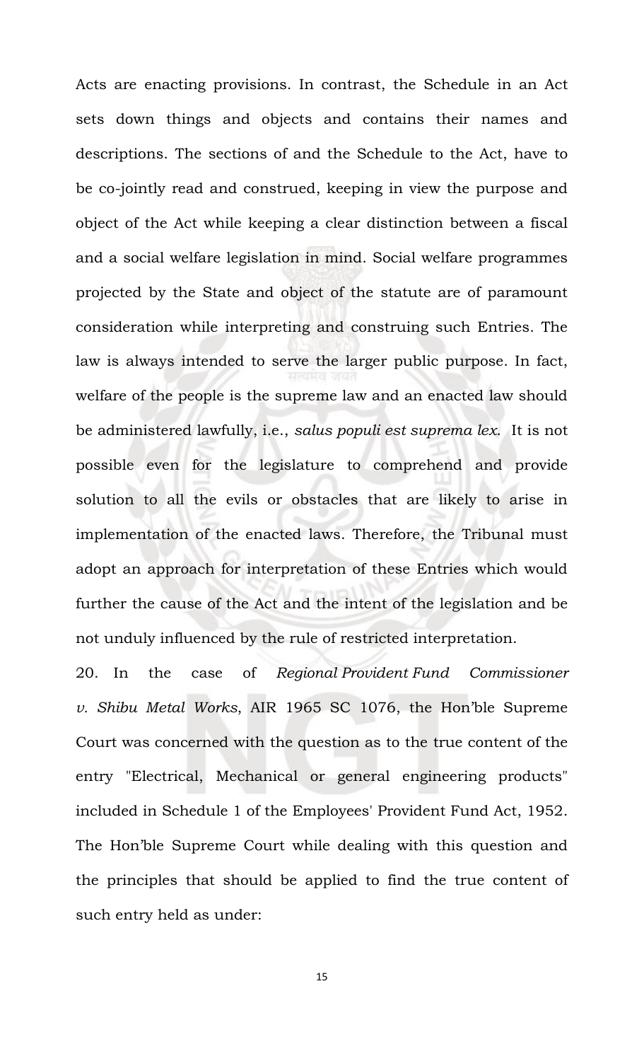Acts are enacting provisions. In contrast, the Schedule in an Act sets down things and objects and contains their names and descriptions. The sections of and the Schedule to the Act, have to be co-jointly read and construed, keeping in view the purpose and object of the Act while keeping a clear distinction between a fiscal and a social welfare legislation in mind. Social welfare programmes projected by the State and object of the statute are of paramount consideration while interpreting and construing such Entries. The law is always intended to serve the larger public purpose. In fact, welfare of the people is the supreme law and an enacted law should be administered lawfully, i.e., *salus populi est suprema lex*. It is not possible even for the legislature to comprehend and provide solution to all the evils or obstacles that are likely to arise in implementation of the enacted laws. Therefore, the Tribunal must adopt an approach for interpretation of these Entries which would further the cause of the Act and the intent of the legislation and be not unduly influenced by the rule of restricted interpretation.

20. In the case of *Regional Provident Fund Commissioner v. Shibu Metal Works*, AIR 1965 SC 1076, the Hon'ble Supreme Court was concerned with the question as to the true content of the entry "Electrical, Mechanical or general engineering products" included in Schedule 1 of the Employees' Provident Fund Act, 1952. The Hon'ble Supreme Court while dealing with this question and the principles that should be applied to find the true content of such entry held as under: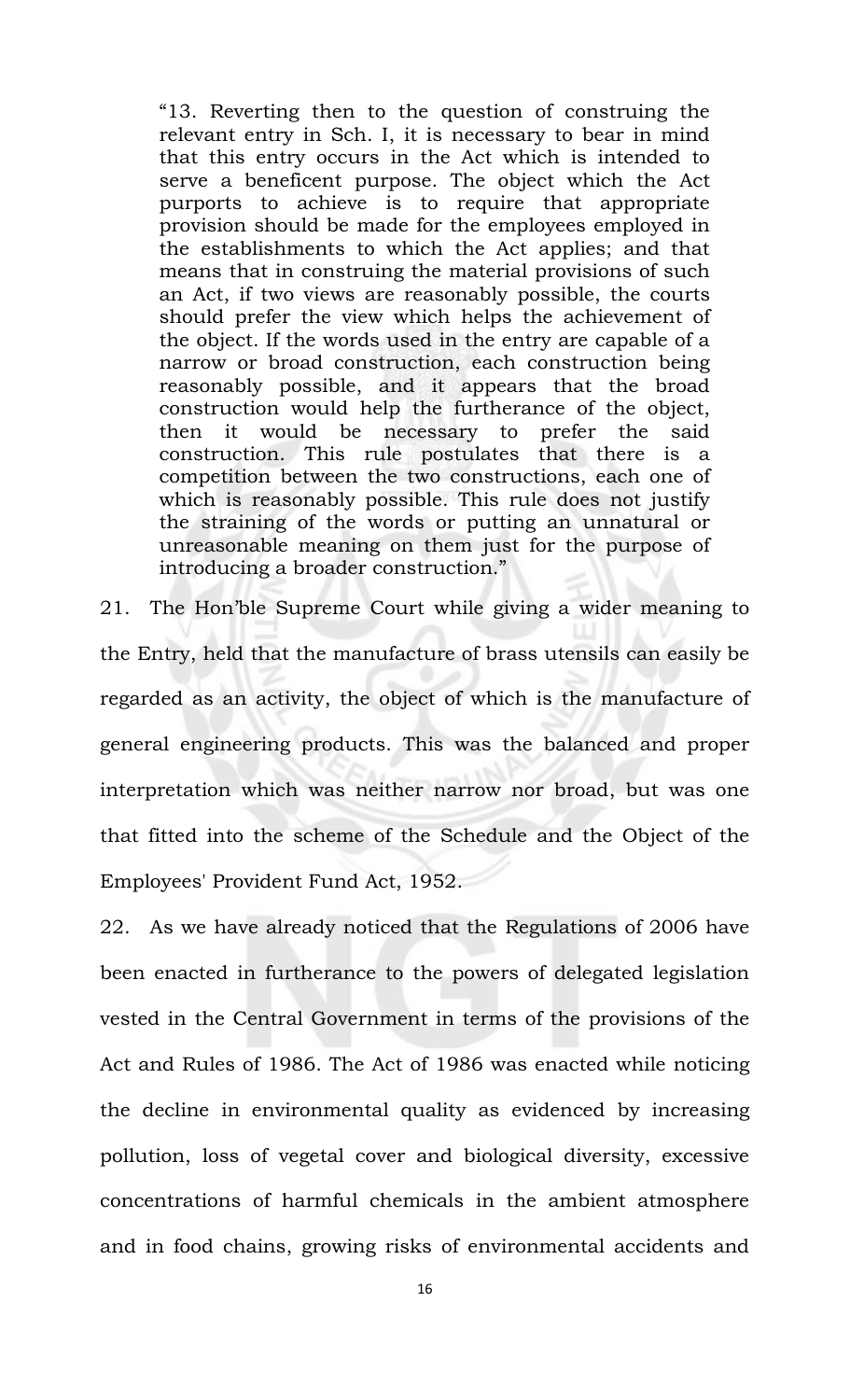> "13. Reverting then to the question of construing the relevant entry in Sch. I, it is necessary to bear in mind that this entry occurs in the Act which is intended to serve a beneficent purpose. The object which the Act purports to achieve is to require that appropriate provision should be made for the employees employed in the establishments to which the Act applies; and that means that in construing the material provisions of such an Act, if two views are reasonably possible, the courts should prefer the view which helps the achievement of the object. If the words used in the entry are capable of a narrow or broad construction, each construction being reasonably possible, and it appears that the broad construction would help the furtherance of the object, then it would be necessary to prefer the said construction. This rule postulates that there is a competition between the two constructions, each one of which is reasonably possible. This rule does not justify the straining of the words or putting an unnatural or unreasonable meaning on them just for the purpose of introducing a broader construction."

21. The Hon'ble Supreme Court while giving a wider meaning to the Entry, held that the manufacture of brass utensils can easily be regarded as an activity, the object of which is the manufacture of general engineering products. This was the balanced and proper interpretation which was neither narrow nor broad, but was one that fitted into the scheme of the Schedule and the Object of the Employees' Provident Fund Act, 1952.

22. As we have already noticed that the Regulations of 2006 have been enacted in furtherance to the powers of delegated legislation vested in the Central Government in terms of the provisions of the Act and Rules of 1986. The Act of 1986 was enacted while noticing the decline in environmental quality as evidenced by increasing pollution, loss of vegetal cover and biological diversity, excessive concentrations of harmful chemicals in the ambient atmosphere and in food chains, growing risks of environmental accidents and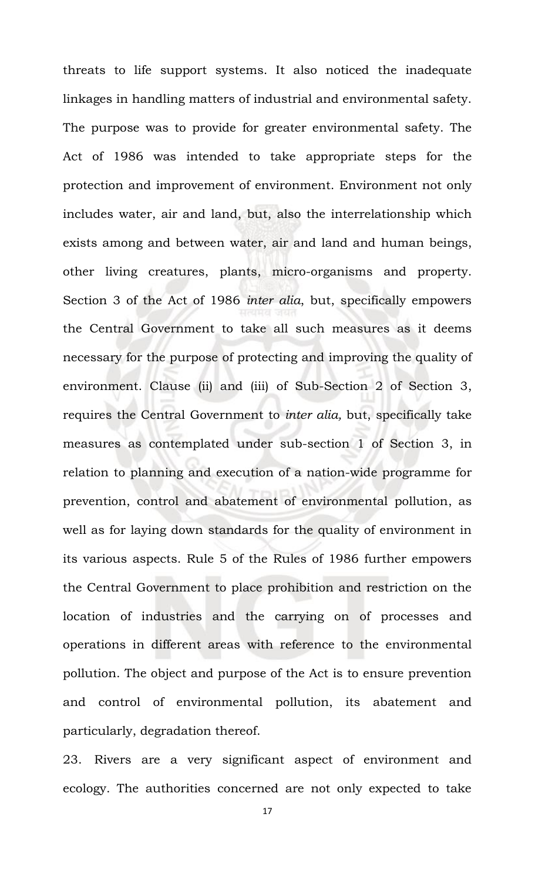threats to life support systems. It also noticed the inadequate linkages in handling matters of industrial and environmental safety. The purpose was to provide for greater environmental safety. The Act of 1986 was intended to take appropriate steps for the protection and improvement of environment. Environment not only includes water, air and land, but, also the interrelationship which exists among and between water, air and land and human beings, other living creatures, plants, micro-organisms and property. Section 3 of the Act of 1986 *inter alia*, but, specifically empowers the Central Government to take all such measures as it deems necessary for the purpose of protecting and improving the quality of environment. Clause (ii) and (iii) of Sub-Section 2 of Section 3, requires the Central Government to *inter alia,* but, specifically take measures as contemplated under sub-section 1 of Section 3, in relation to planning and execution of a nation-wide programme for prevention, control and abatement of environmental pollution, as well as for laying down standards for the quality of environment in its various aspects. Rule 5 of the Rules of 1986 further empowers the Central Government to place prohibition and restriction on the location of industries and the carrying on of processes and operations in different areas with reference to the environmental pollution. The object and purpose of the Act is to ensure prevention and control of environmental pollution, its abatement and particularly, degradation thereof.

23. Rivers are a very significant aspect of environment and ecology. The authorities concerned are not only expected to take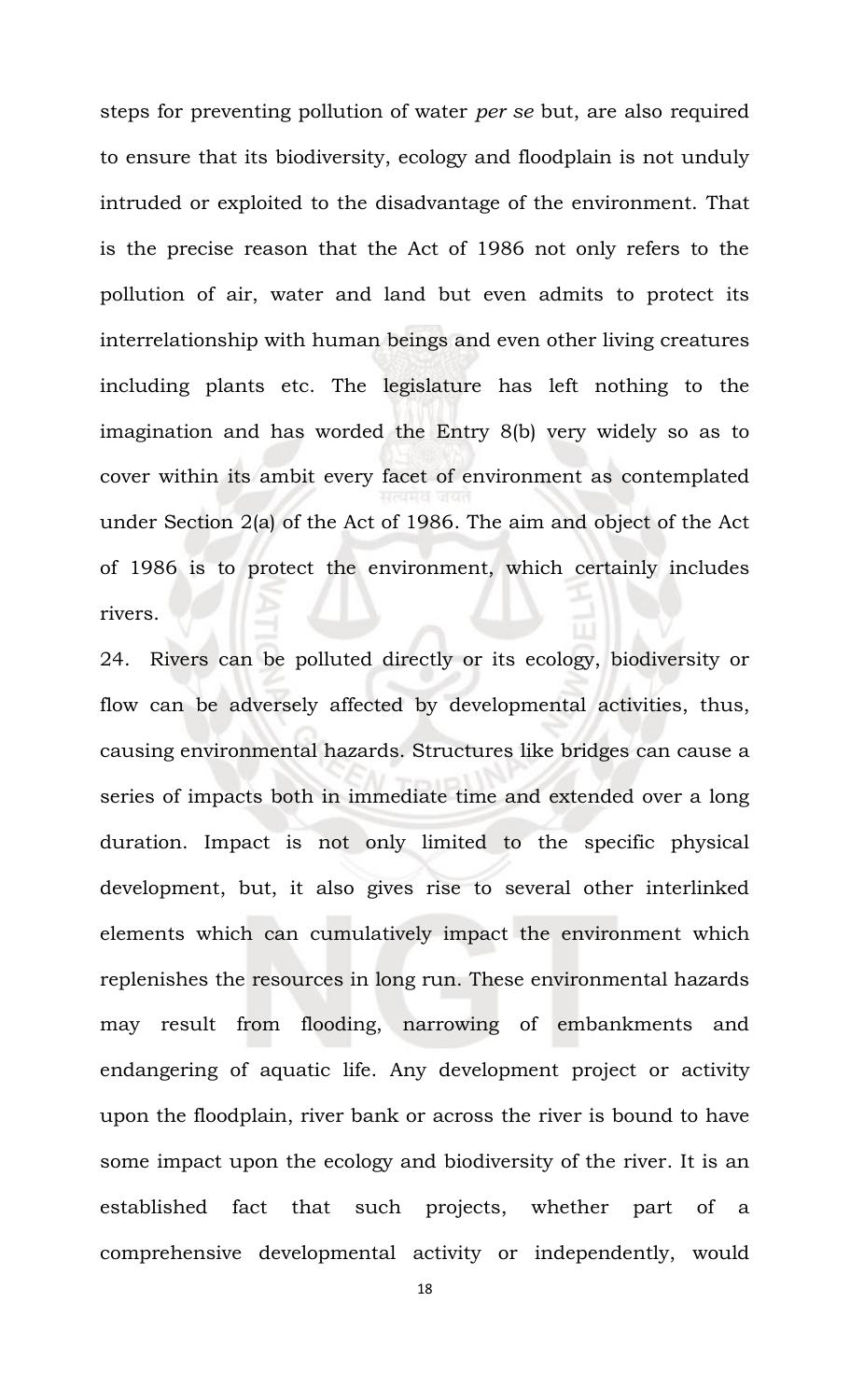steps for preventing pollution of water *per se* but, are also required to ensure that its biodiversity, ecology and floodplain is not unduly intruded or exploited to the disadvantage of the environment. That is the precise reason that the Act of 1986 not only refers to the pollution of air, water and land but even admits to protect its interrelationship with human beings and even other living creatures including plants etc. The legislature has left nothing to the imagination and has worded the Entry 8(b) very widely so as to cover within its ambit every facet of environment as contemplated under Section 2(a) of the Act of 1986. The aim and object of the Act of 1986 is to protect the environment, which certainly includes rivers.

24. Rivers can be polluted directly or its ecology, biodiversity or flow can be adversely affected by developmental activities, thus, causing environmental hazards. Structures like bridges can cause a series of impacts both in immediate time and extended over a long duration. Impact is not only limited to the specific physical development, but, it also gives rise to several other interlinked elements which can cumulatively impact the environment which replenishes the resources in long run. These environmental hazards may result from flooding, narrowing of embankments and endangering of aquatic life. Any development project or activity upon the floodplain, river bank or across the river is bound to have some impact upon the ecology and biodiversity of the river. It is an established fact that such projects, whether part of a comprehensive developmental activity or independently, would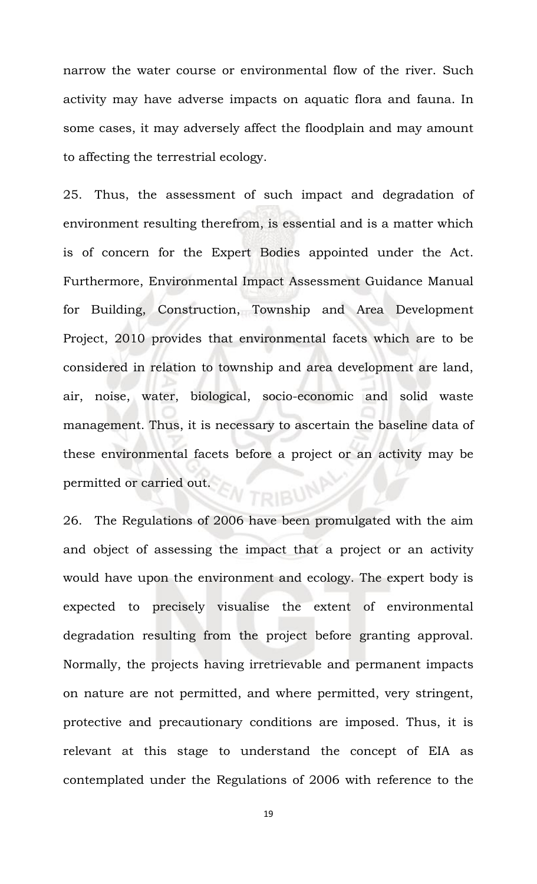narrow the water course or environmental flow of the river. Such activity may have adverse impacts on aquatic flora and fauna. In some cases, it may adversely affect the floodplain and may amount to affecting the terrestrial ecology.

25. Thus, the assessment of such impact and degradation of environment resulting therefrom, is essential and is a matter which is of concern for the Expert Bodies appointed under the Act. Furthermore, Environmental Impact Assessment Guidance Manual for Building, Construction, Township and Area Development Project, 2010 provides that environmental facets which are to be considered in relation to township and area development are land, air, noise, water, biological, socio-economic and solid waste management. Thus, it is necessary to ascertain the baseline data of these environmental facets before a project or an activity may be permitted or carried out.

26. The Regulations of 2006 have been promulgated with the aim and object of assessing the impact that a project or an activity would have upon the environment and ecology. The expert body is expected to precisely visualise the extent of environmental degradation resulting from the project before granting approval. Normally, the projects having irretrievable and permanent impacts on nature are not permitted, and where permitted, very stringent, protective and precautionary conditions are imposed. Thus, it is relevant at this stage to understand the concept of EIA as contemplated under the Regulations of 2006 with reference to the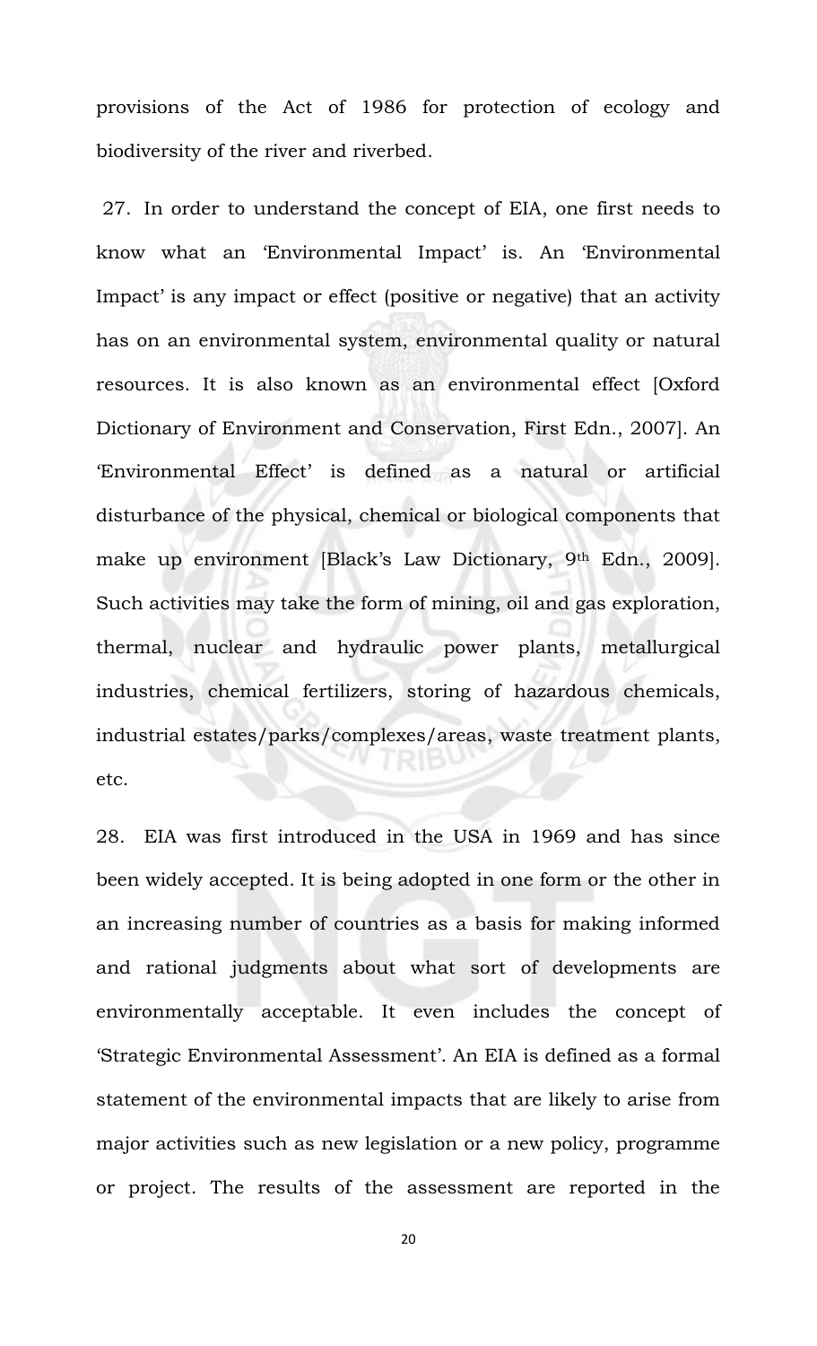provisions of the Act of 1986 for protection of ecology and biodiversity of the river and riverbed.

27. In order to understand the concept of EIA, one first needs to know what an 'Environmental Impact' is. An 'Environmental Impact' is any impact or effect (positive or negative) that an activity has on an environmental system, environmental quality or natural resources. It is also known as an environmental effect [Oxford Dictionary of Environment and Conservation, First Edn., 2007]. An 'Environmental Effect' is defined as a natural or artificial disturbance of the physical, chemical or biological components that make up environment [Black's Law Dictionary, 9th Edn., 2009]. Such activities may take the form of mining, oil and gas exploration, thermal, nuclear and hydraulic power plants, metallurgical industries, chemical fertilizers, storing of hazardous chemicals, industrial estates/parks/complexes/areas, waste treatment plants, etc.

28. EIA was first introduced in the USA in 1969 and has since been widely accepted. It is being adopted in one form or the other in an increasing number of countries as a basis for making informed and rational judgments about what sort of developments are environmentally acceptable. It even includes the concept of 'Strategic Environmental Assessment'. An EIA is defined as a formal statement of the environmental impacts that are likely to arise from major activities such as new legislation or a new policy, programme or project. The results of the assessment are reported in the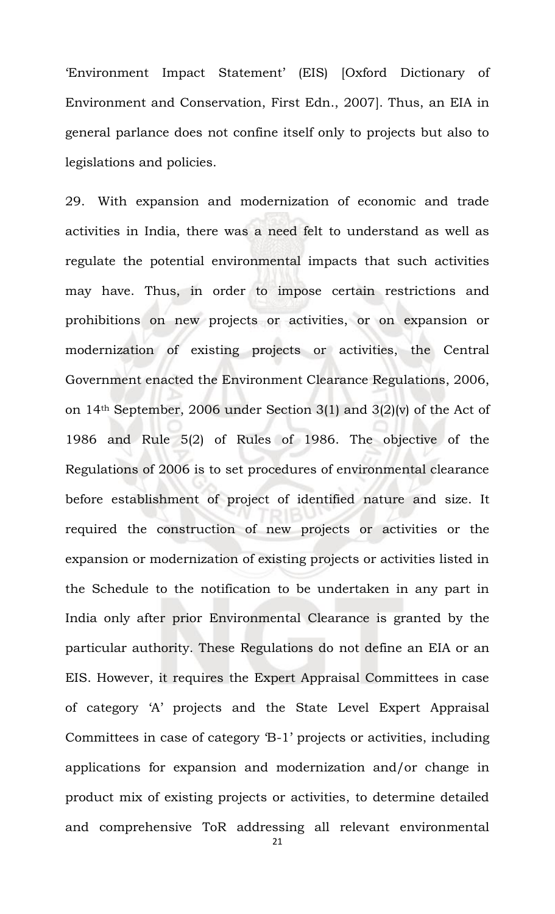'Environment Impact Statement' (EIS) [Oxford Dictionary of Environment and Conservation, First Edn., 2007]. Thus, an EIA in general parlance does not confine itself only to projects but also to legislations and policies.

29. With expansion and modernization of economic and trade activities in India, there was a need felt to understand as well as regulate the potential environmental impacts that such activities may have. Thus, in order to impose certain restrictions and prohibitions on new projects or activities, or on expansion or modernization of existing projects or activities, the Central Government enacted the Environment Clearance Regulations, 2006, on 14th September, 2006 under Section 3(1) and 3(2)(v) of the Act of 1986 and Rule 5(2) of Rules of 1986. The objective of the Regulations of 2006 is to set procedures of environmental clearance before establishment of project of identified nature and size. It required the construction of new projects or activities or the expansion or modernization of existing projects or activities listed in the Schedule to the notification to be undertaken in any part in India only after prior Environmental Clearance is granted by the particular authority. These Regulations do not define an EIA or an EIS. However, it requires the Expert Appraisal Committees in case of category 'A' projects and the State Level Expert Appraisal Committees in case of category 'B-1' projects or activities, including applications for expansion and modernization and/or change in product mix of existing projects or activities, to determine detailed and comprehensive ToR addressing all relevant environmental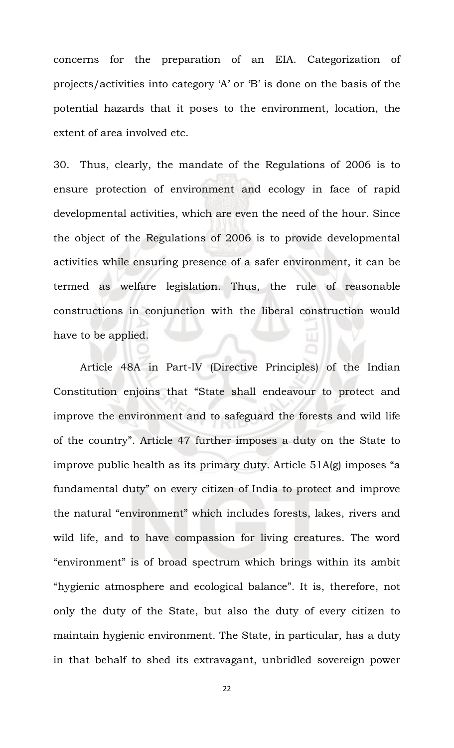concerns for the preparation of an EIA. Categorization of projects/activities into category 'A' or 'B' is done on the basis of the potential hazards that it poses to the environment, location, the extent of area involved etc.

30. Thus, clearly, the mandate of the Regulations of 2006 is to ensure protection of environment and ecology in face of rapid developmental activities, which are even the need of the hour. Since the object of the Regulations of 2006 is to provide developmental activities while ensuring presence of a safer environment, it can be termed as welfare legislation. Thus, the rule of reasonable constructions in conjunction with the liberal construction would have to be applied.

Article 48A in Part-IV (Directive Principles) of the Indian Constitution enjoins that "State shall endeavour to protect and improve the environment and to safeguard the forests and wild life of the country". Article 47 further imposes a duty on the State to improve public health as its primary duty. Article 51A(g) imposes "a fundamental duty" on every citizen of India to protect and improve the natural "environment" which includes forests, lakes, rivers and wild life, and to have compassion for living creatures. The word "environment" is of broad spectrum which brings within its ambit "hygienic atmosphere and ecological balance". It is, therefore, not only the duty of the State, but also the duty of every citizen to maintain hygienic environment. The State, in particular, has a duty in that behalf to shed its extravagant, unbridled sovereign power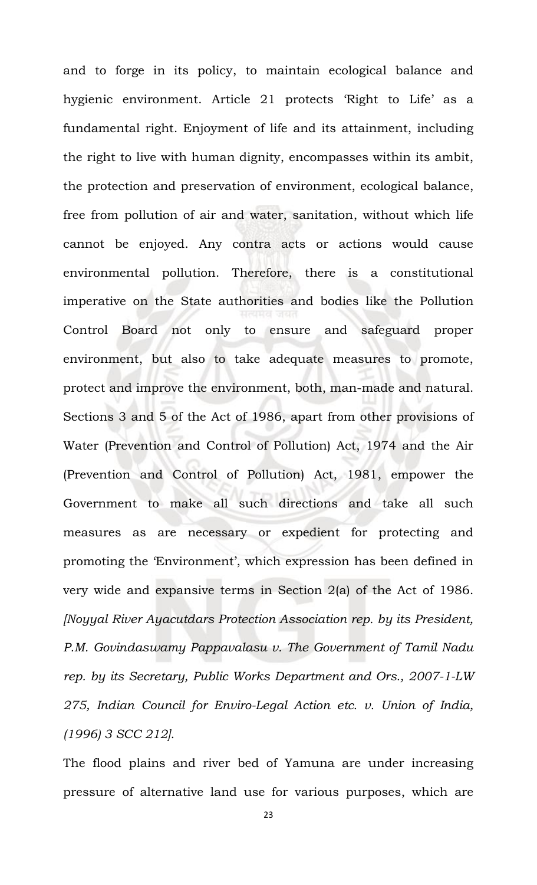and to forge in its policy, to maintain ecological balance and hygienic environment. Article 21 protects 'Right to Life' as a fundamental right. Enjoyment of life and its attainment, including the right to live with human dignity, encompasses within its ambit, the protection and preservation of environment, ecological balance, free from pollution of air and water, sanitation, without which life cannot be enjoyed. Any contra acts or actions would cause environmental pollution. Therefore, there is a constitutional imperative on the State authorities and bodies like the Pollution Control Board not only to ensure and safeguard proper environment, but also to take adequate measures to promote, protect and improve the environment, both, man-made and natural. Sections 3 and 5 of the Act of 1986, apart from other provisions of Water (Prevention and Control of Pollution) Act, 1974 and the Air (Prevention and Control of Pollution) Act, 1981, empower the Government to make all such directions and take all such measures as are necessary or expedient for protecting and promoting the 'Environment', which expression has been defined in very wide and expansive terms in Section 2(a) of the Act of 1986. *[Noyyal River Ayacutdars Protection Association rep. by its President, P.M. Govindaswamy Pappavalasu v. The Government of Tamil Nadu rep. by its Secretary, Public Works Department and Ors., 2007-1-LW 275, Indian Council for Enviro-Legal Action etc. v. Union of India, (1996) 3 SCC 212]*.

The flood plains and river bed of Yamuna are under increasing pressure of alternative land use for various purposes, which are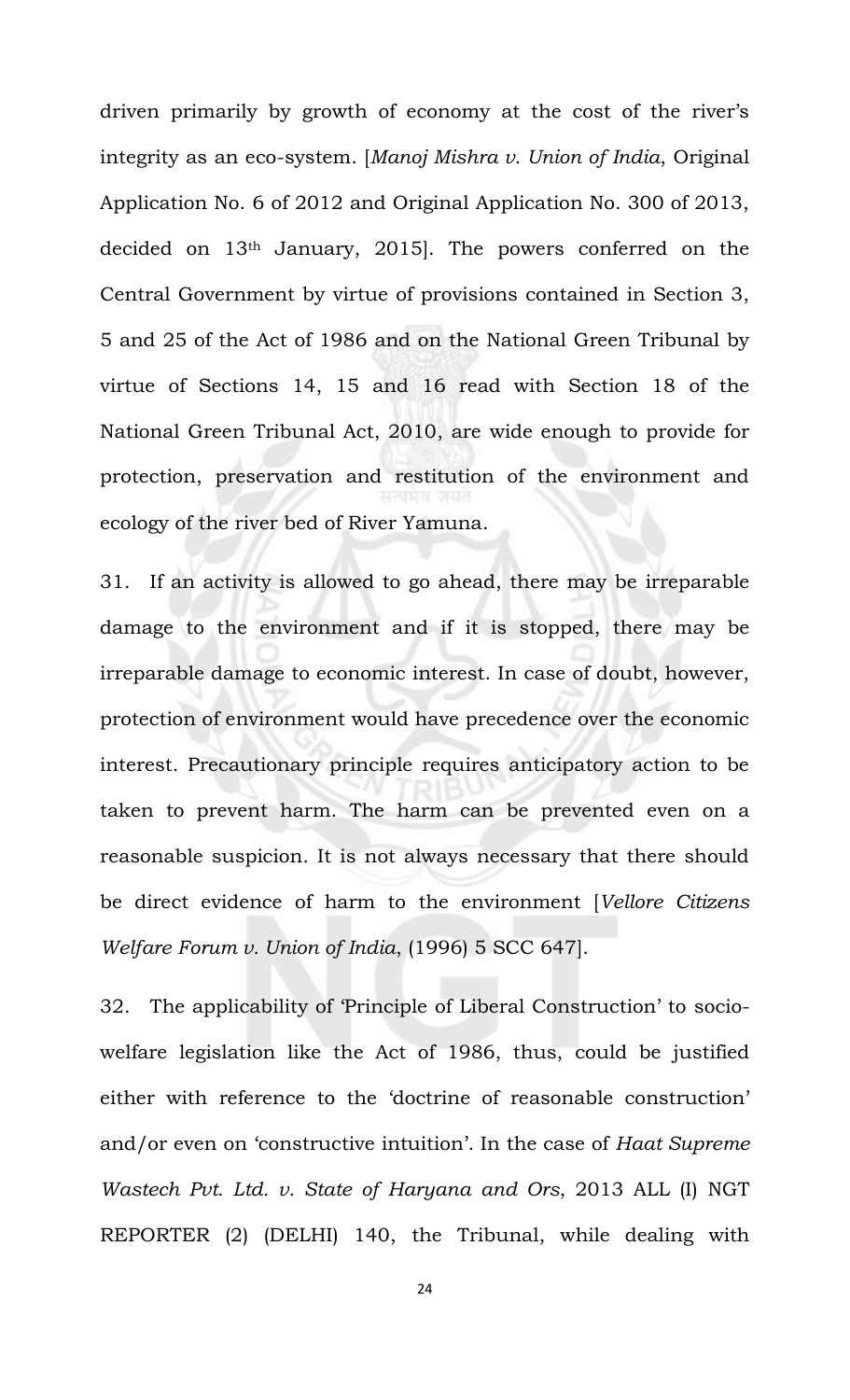driven primarily by growth of economy at the cost of the river's integrity as an eco-system. [*Manoj Mishra v. Union of India*, Original Application No. 6 of 2012 and Original Application No. 300 of 2013, decided on 13th January, 2015]. The powers conferred on the Central Government by virtue of provisions contained in Section 3, 5 and 25 of the Act of 1986 and on the National Green Tribunal by virtue of Sections 14, 15 and 16 read with Section 18 of the National Green Tribunal Act, 2010, are wide enough to provide for protection, preservation and restitution of the environment and ecology of the river bed of River Yamuna.

31. If an activity is allowed to go ahead, there may be irreparable damage to the environment and if it is stopped, there may be irreparable damage to economic interest. In case of doubt, however, protection of environment would have precedence over the economic interest. Precautionary principle requires anticipatory action to be taken to prevent harm. The harm can be prevented even on a reasonable suspicion. It is not always necessary that there should be direct evidence of harm to the environment [*Vellore Citizens Welfare Forum v. Union of India*, (1996) 5 SCC 647].

32. The applicability of 'Principle of Liberal Construction' to socio-welfare legislation like the Act of 1986, thus, could be justified either with reference to the 'doctrine of reasonable construction' and/or even on 'constructive intuition'. In the case of *Haat Supreme Wastech Pvt. Ltd. v. State of Haryana and Ors*, 2013 ALL (I) NGT REPORTER (2) (DELHI) 140, the Tribunal, while dealing with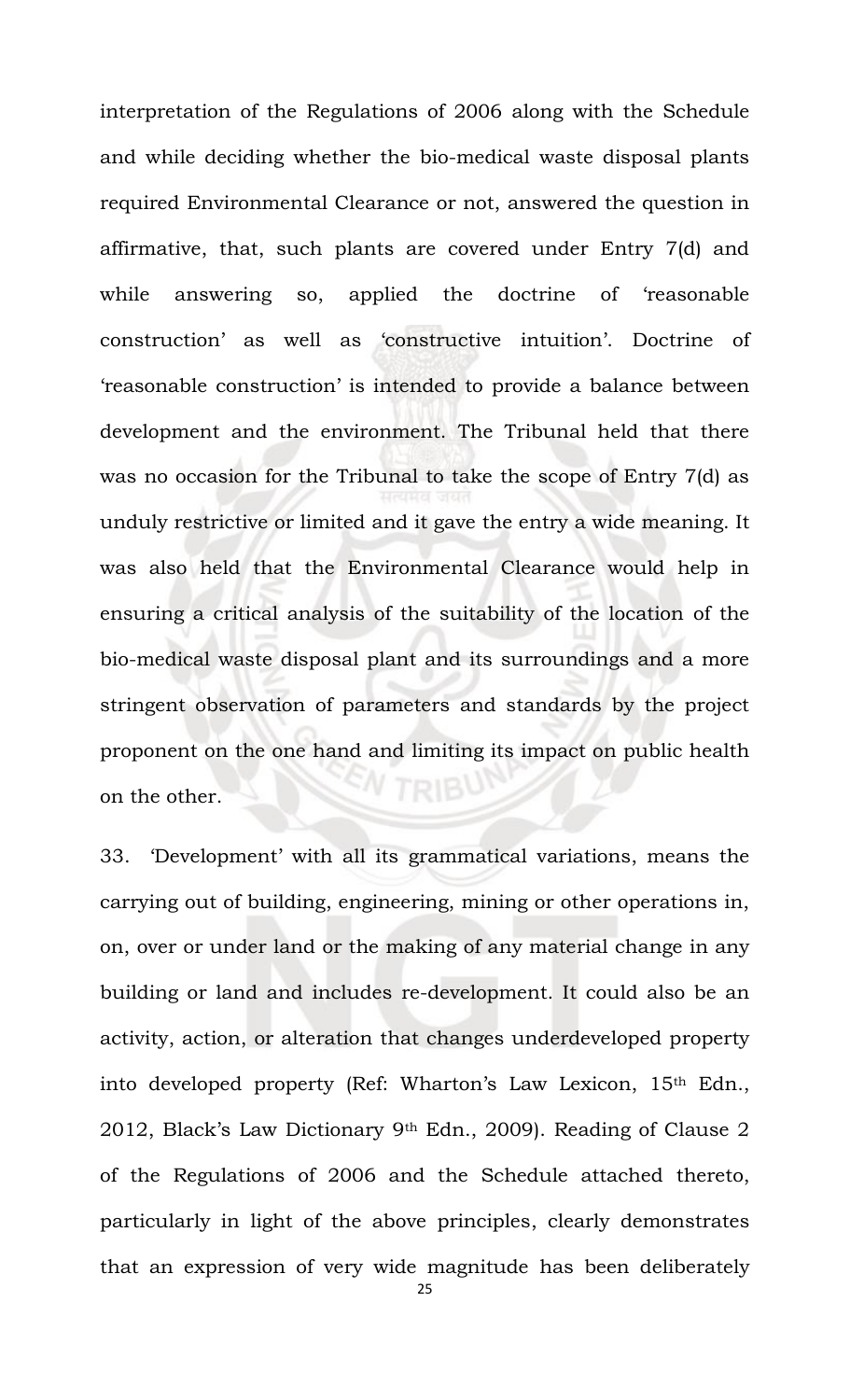interpretation of the Regulations of 2006 along with the Schedule and while deciding whether the bio-medical waste disposal plants required Environmental Clearance or not, answered the question in affirmative, that, such plants are covered under Entry 7(d) and while answering so, applied the doctrine of 'reasonable construction' as well as 'constructive intuition'. Doctrine of 'reasonable construction' is intended to provide a balance between development and the environment. The Tribunal held that there was no occasion for the Tribunal to take the scope of Entry 7(d) as unduly restrictive or limited and it gave the entry a wide meaning. It was also held that the Environmental Clearance would help in ensuring a critical analysis of the suitability of the location of the bio-medical waste disposal plant and its surroundings and a more stringent observation of parameters and standards by the project proponent on the one hand and limiting its impact on public health on the other.

33. 'Development' with all its grammatical variations, means the carrying out of building, engineering, mining or other operations in, on, over or under land or the making of any material change in any building or land and includes re-development. It could also be an activity, action, or alteration that changes underdeveloped property into developed property (Ref: Wharton's Law Lexicon, 15th Edn., 2012, Black's Law Dictionary 9th Edn., 2009). Reading of Clause 2 of the Regulations of 2006 and the Schedule attached thereto, particularly in light of the above principles, clearly demonstrates that an expression of very wide magnitude has been deliberately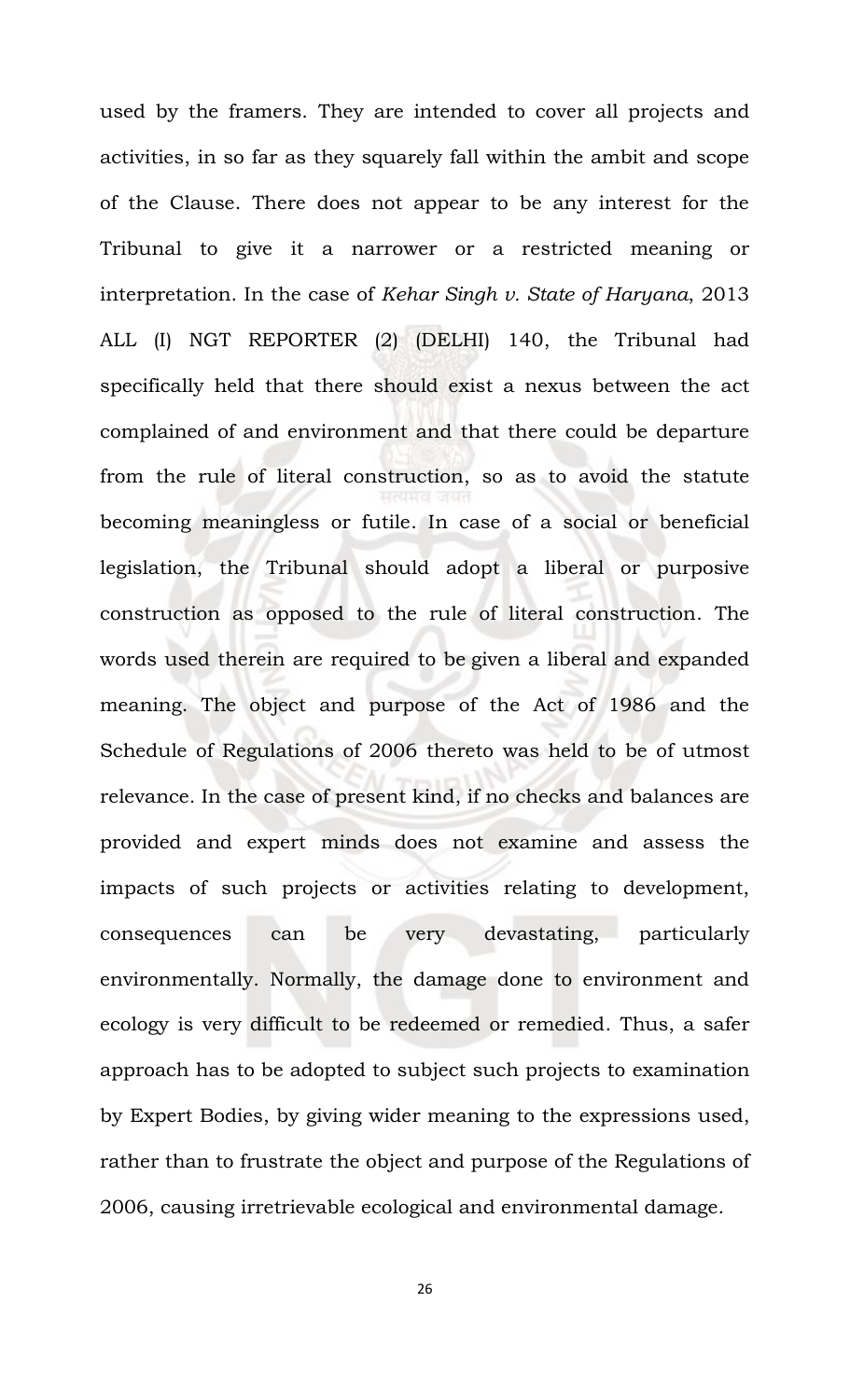used by the framers. They are intended to cover all projects and activities, in so far as they squarely fall within the ambit and scope of the Clause. There does not appear to be any interest for the Tribunal to give it a narrower or a restricted meaning or interpretation. In the case of *Kehar Singh v. State of Haryana*, 2013 ALL (I) NGT REPORTER (2) (DELHI) 140, the Tribunal had specifically held that there should exist a nexus between the act complained of and environment and that there could be departure from the rule of literal construction, so as to avoid the statute becoming meaningless or futile. In case of a social or beneficial legislation, the Tribunal should adopt a liberal or purposive construction as opposed to the rule of literal construction. The words used therein are required to be given a liberal and expanded meaning. The object and purpose of the Act of 1986 and the Schedule of Regulations of 2006 thereto was held to be of utmost relevance. In the case of present kind, if no checks and balances are provided and expert minds does not examine and assess the impacts of such projects or activities relating to development, consequences can be very devastating, particularly environmentally. Normally, the damage done to environment and ecology is very difficult to be redeemed or remedied. Thus, a safer approach has to be adopted to subject such projects to examination by Expert Bodies, by giving wider meaning to the expressions used, rather than to frustrate the object and purpose of the Regulations of 2006, causing irretrievable ecological and environmental damage.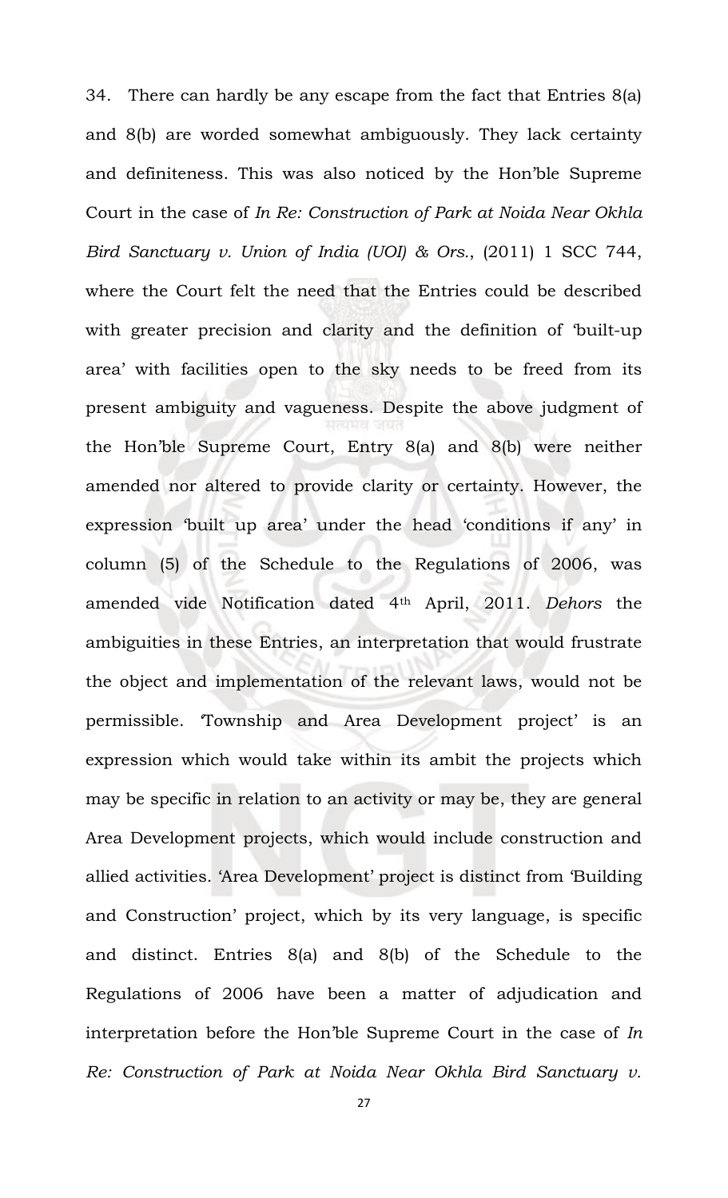34. There can hardly be any escape from the fact that Entries 8(a) and 8(b) are worded somewhat ambiguously. They lack certainty and definiteness. This was also noticed by the Hon'ble Supreme Court in the case of *In Re: Construction of Park at Noida Near Okhla Bird Sanctuary v. Union of India (UOI) & Ors.*, (2011) 1 SCC 744, where the Court felt the need that the Entries could be described with greater precision and clarity and the definition of 'built-up area' with facilities open to the sky needs to be freed from its present ambiguity and vagueness. Despite the above judgment of the Hon'ble Supreme Court, Entry 8(a) and 8(b) were neither amended nor altered to provide clarity or certainty. However, the expression 'built up area' under the head 'conditions if any' in column (5) of the Schedule to the Regulations of 2006, was amended vide Notification dated 4th April, 2011. *Dehors* the ambiguities in these Entries, an interpretation that would frustrate the object and implementation of the relevant laws, would not be permissible. 'Township and Area Development project' is an expression which would take within its ambit the projects which may be specific in relation to an activity or may be, they are general Area Development projects, which would include construction and allied activities. 'Area Development' project is distinct from 'Building and Construction' project, which by its very language, is specific and distinct. Entries 8(a) and 8(b) of the Schedule to the Regulations of 2006 have been a matter of adjudication and interpretation before the Hon'ble Supreme Court in the case of *In Re: Construction of Park at Noida Near Okhla Bird Sanctuary v.*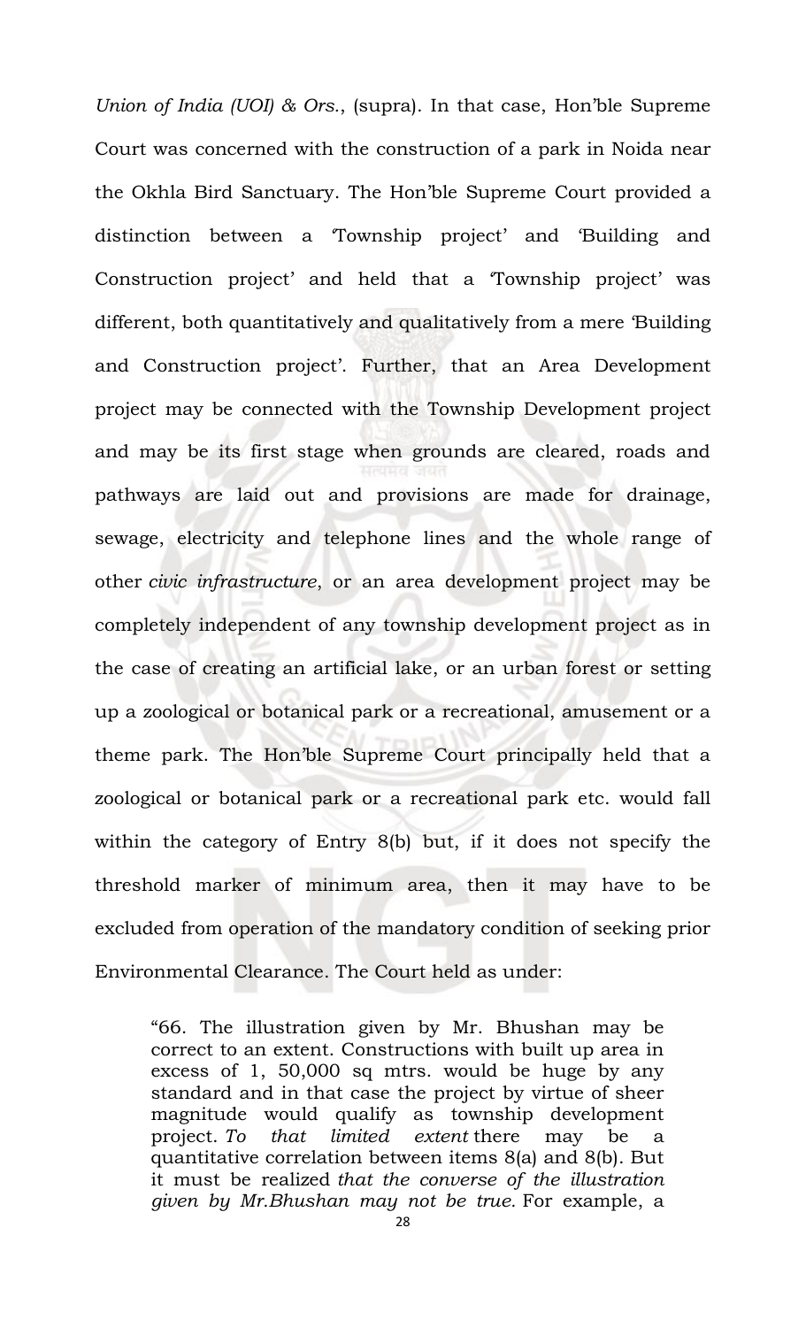*Union of India (UOI) & Ors.*, (supra). In that case, Hon'ble Supreme Court was concerned with the construction of a park in Noida near the Okhla Bird Sanctuary. The Hon'ble Supreme Court provided a distinction between a 'Township project' and 'Building and Construction project' and held that a 'Township project' was different, both quantitatively and qualitatively from a mere 'Building and Construction project'. Further, that an Area Development project may be connected with the Township Development project and may be its first stage when grounds are cleared, roads and pathways are laid out and provisions are made for drainage, sewage, electricity and telephone lines and the whole range of other *civic infrastructure*, or an area development project may be completely independent of any township development project as in the case of creating an artificial lake, or an urban forest or setting up a zoological or botanical park or a recreational, amusement or a theme park. The Hon'ble Supreme Court principally held that a zoological or botanical park or a recreational park etc. would fall within the category of Entry 8(b) but, if it does not specify the threshold marker of minimum area, then it may have to be excluded from operation of the mandatory condition of seeking prior Environmental Clearance. The Court held as under:

> "66. The illustration given by Mr. Bhushan may be correct to an extent. Constructions with built up area in excess of 1, 50,000 sq mtrs. would be huge by any standard and in that case the project by virtue of sheer magnitude would qualify as township development project. *To that limited extent* there may be a quantitative correlation between items 8(a) and 8(b). But it must be realized *that the converse of the illustration given by Mr.Bhushan may not be true.* For example, a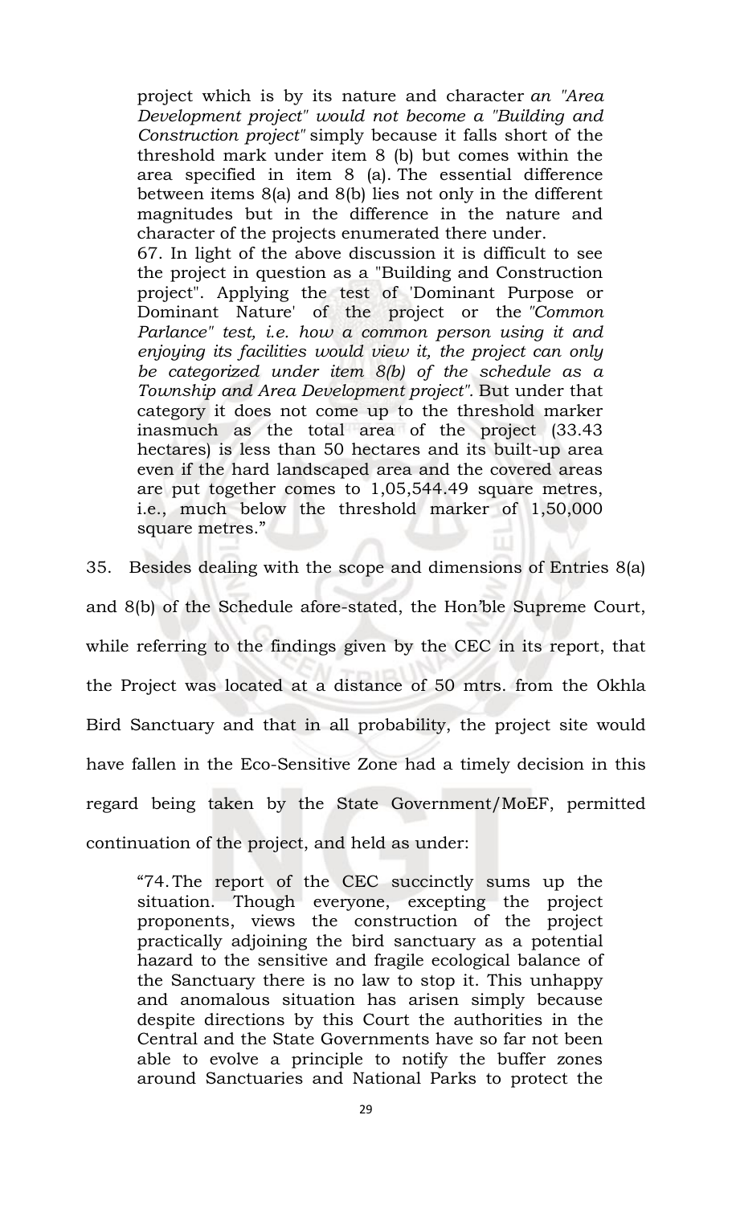> project which is by its nature and character *an "Area Development project" would not become a "Building and Construction project"* simply because it falls short of the threshold mark under item 8 (b) but comes within the area specified in item 8 (a). The essential difference between items 8(a) and 8(b) lies not only in the different magnitudes but in the difference in the nature and character of the projects enumerated there under.
>
> 67. In light of the above discussion it is difficult to see the project in question as a "Building and Construction project". Applying the test of 'Dominant Purpose or Dominant Nature' of the project or the *"Common Parlance" test, i.e. how a common person using it and enjoying its facilities would view it, the project can only be categorized under item 8(b) of the schedule as a Township and Area Development project"*. But under that category it does not come up to the threshold marker inasmuch as the total area of the project (33.43 hectares) is less than 50 hectares and its built-up area even if the hard landscaped area and the covered areas are put together comes to 1,05,544.49 square metres, i.e., much below the threshold marker of 1,50,000 square metres."

35. Besides dealing with the scope and dimensions of Entries 8(a) and 8(b) of the Schedule afore-stated, the Hon'ble Supreme Court, while referring to the findings given by the CEC in its report, that the Project was located at a distance of 50 mtrs. from the Okhla Bird Sanctuary and that in all probability, the project site would have fallen in the Eco-Sensitive Zone had a timely decision in this regard being taken by the State Government/MoEF, permitted continuation of the project, and held as under:

> "74. The report of the CEC succinctly sums up the situation. Though everyone, excepting the project proponents, views the construction of the project practically adjoining the bird sanctuary as a potential hazard to the sensitive and fragile ecological balance of the Sanctuary there is no law to stop it. This unhappy and anomalous situation has arisen simply because despite directions by this Court the authorities in the Central and the State Governments have so far not been able to evolve a principle to notify the buffer zones around Sanctuaries and National Parks to protect the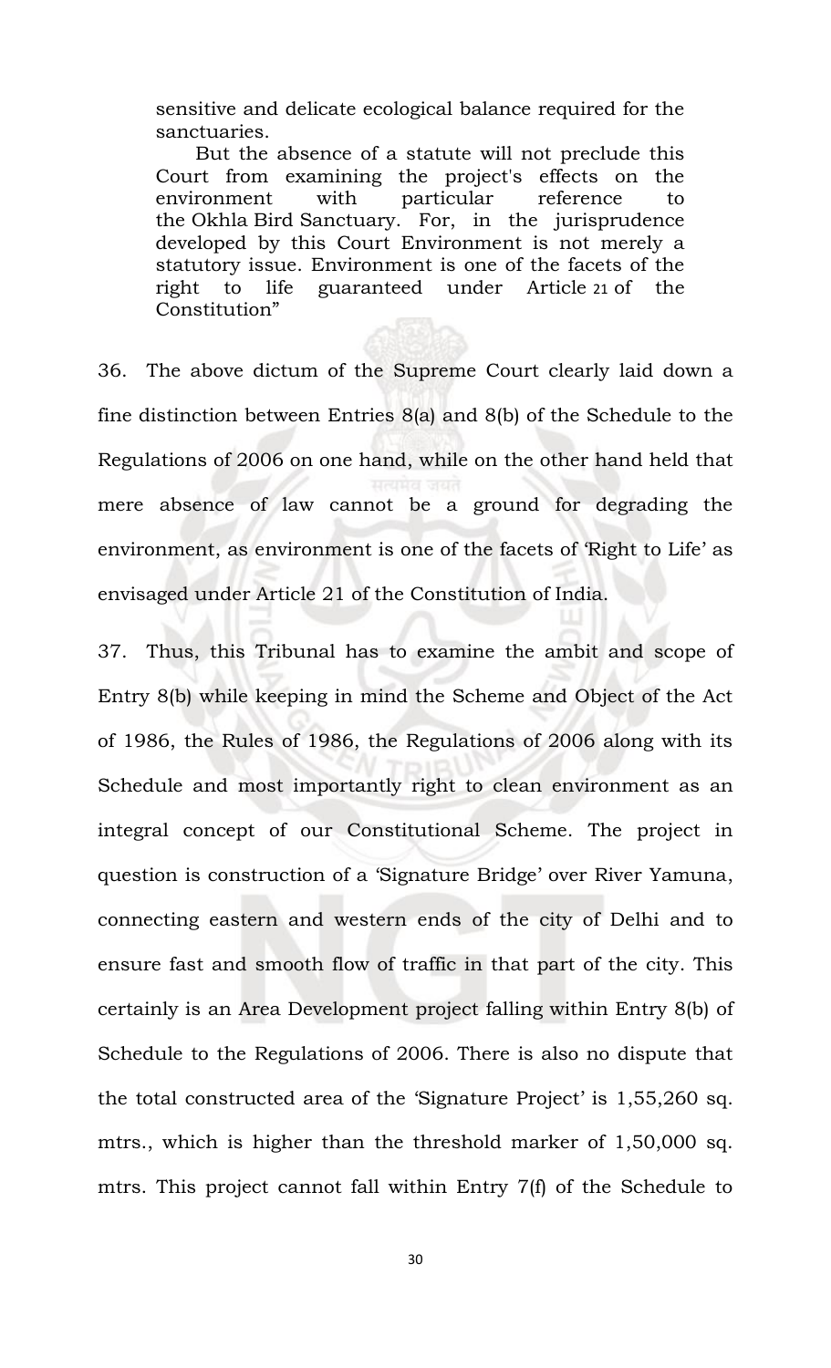> sensitive and delicate ecological balance required for the sanctuaries.
>
> But the absence of a statute will not preclude this Court from examining the project's effects on the environment with particular reference to the Okhla Bird Sanctuary. For, in the jurisprudence developed by this Court Environment is not merely a statutory issue. Environment is one of the facets of the right to life guaranteed under Article 21 of the Constitution"

36. The above dictum of the Supreme Court clearly laid down a fine distinction between Entries 8(a) and 8(b) of the Schedule to the Regulations of 2006 on one hand, while on the other hand held that mere absence of law cannot be a ground for degrading the environment, as environment is one of the facets of 'Right to Life' as envisaged under Article 21 of the Constitution of India.

37. Thus, this Tribunal has to examine the ambit and scope of Entry 8(b) while keeping in mind the Scheme and Object of the Act of 1986, the Rules of 1986, the Regulations of 2006 along with its Schedule and most importantly right to clean environment as an integral concept of our Constitutional Scheme. The project in question is construction of a 'Signature Bridge' over River Yamuna, connecting eastern and western ends of the city of Delhi and to ensure fast and smooth flow of traffic in that part of the city. This certainly is an Area Development project falling within Entry 8(b) of Schedule to the Regulations of 2006. There is also no dispute that the total constructed area of the 'Signature Project' is 1,55,260 sq. mtrs., which is higher than the threshold marker of 1,50,000 sq. mtrs. This project cannot fall within Entry 7(f) of the Schedule to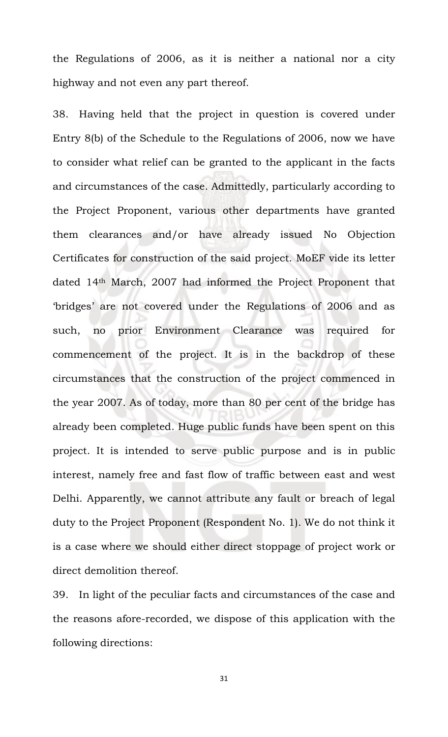the Regulations of 2006, as it is neither a national nor a city highway and not even any part thereof.

38. Having held that the project in question is covered under Entry 8(b) of the Schedule to the Regulations of 2006, now we have to consider what relief can be granted to the applicant in the facts and circumstances of the case. Admittedly, particularly according to the Project Proponent, various other departments have granted them clearances and/or have already issued No Objection Certificates for construction of the said project. MoEF vide its letter dated 14th March, 2007 had informed the Project Proponent that 'bridges' are not covered under the Regulations of 2006 and as such, no prior Environment Clearance was required for commencement of the project. It is in the backdrop of these circumstances that the construction of the project commenced in the year 2007. As of today, more than 80 per cent of the bridge has already been completed. Huge public funds have been spent on this project. It is intended to serve public purpose and is in public interest, namely free and fast flow of traffic between east and west Delhi. Apparently, we cannot attribute any fault or breach of legal duty to the Project Proponent (Respondent No. 1). We do not think it is a case where we should either direct stoppage of project work or direct demolition thereof.

39. In light of the peculiar facts and circumstances of the case and the reasons afore-recorded, we dispose of this application with the following directions: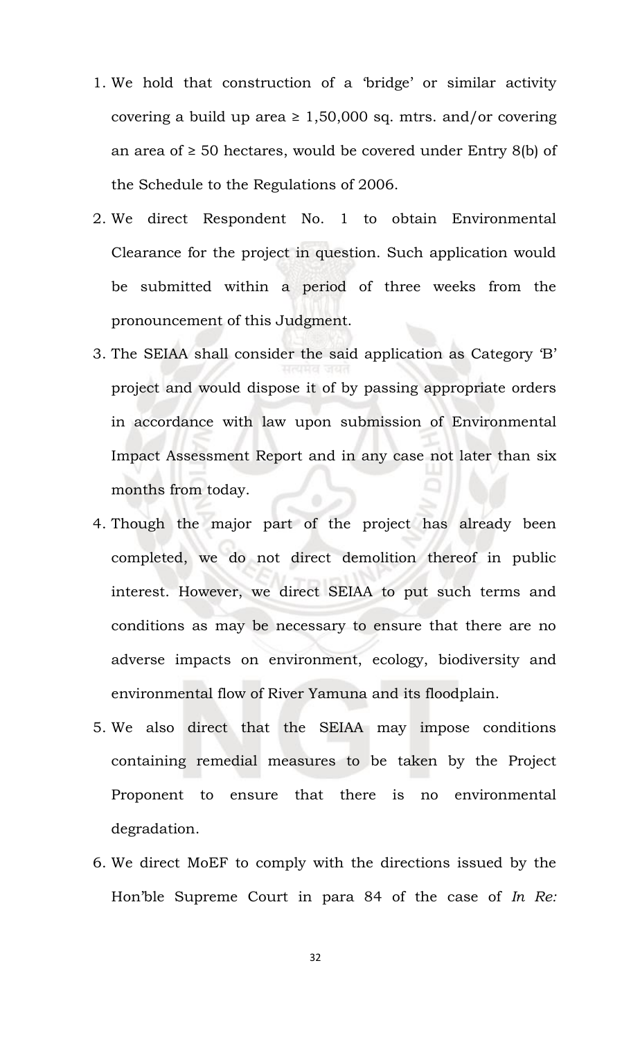1. We hold that construction of a 'bridge' or similar activity covering a build up area $\geq$ 1,50,000 sq. mtrs. and/or covering an area of $\geq$ 50 hectares, would be covered under Entry 8(b) of the Schedule to the Regulations of 2006.
2. We direct Respondent No. 1 to obtain Environmental Clearance for the project in question. Such application would be submitted within a period of three weeks from the pronouncement of this Judgment.
3. The SEIAA shall consider the said application as Category 'B' project and would dispose it of by passing appropriate orders in accordance with law upon submission of Environmental Impact Assessment Report and in any case not later than six months from today.
4. Though the major part of the project has already been completed, we do not direct demolition thereof in public interest. However, we direct SEIAA to put such terms and conditions as may be necessary to ensure that there are no adverse impacts on environment, ecology, biodiversity and environmental flow of River Yamuna and its floodplain.
5. We also direct that the SEIAA may impose conditions containing remedial measures to be taken by the Project Proponent to ensure that there is no environmental degradation.
6. We direct MoEF to comply with the directions issued by the Hon'ble Supreme Court in para 84 of the case of *In Re:*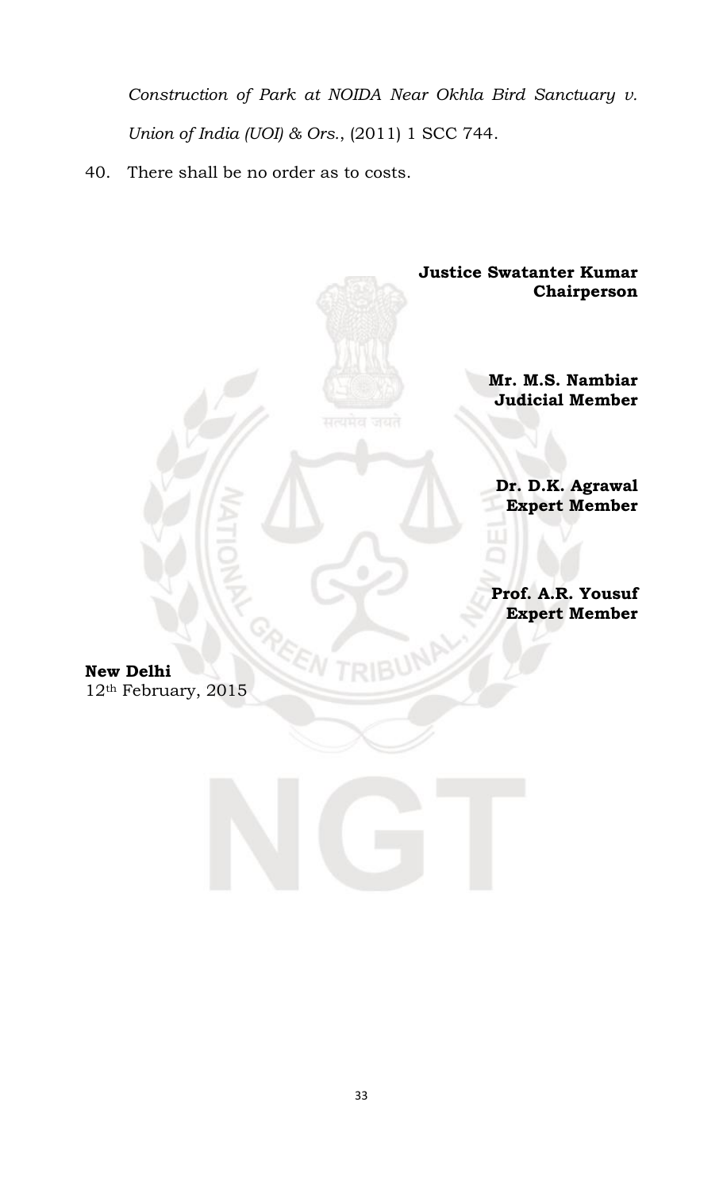*Construction of Park at NOIDA Near Okhla Bird Sanctuary v. Union of India (UOI) & Ors.*, (2011) 1 SCC 744.

40. There shall be no order as to costs.

**Justice Swatanter Kumar**
**Chairperson**

**Mr. M.S. Nambiar**
**Judicial Member**

**Dr. D.K. Agrawal**
**Expert Member**

**Prof. A.R. Yousuf**
**Expert Member**

**New Delhi**
12th February, 2015